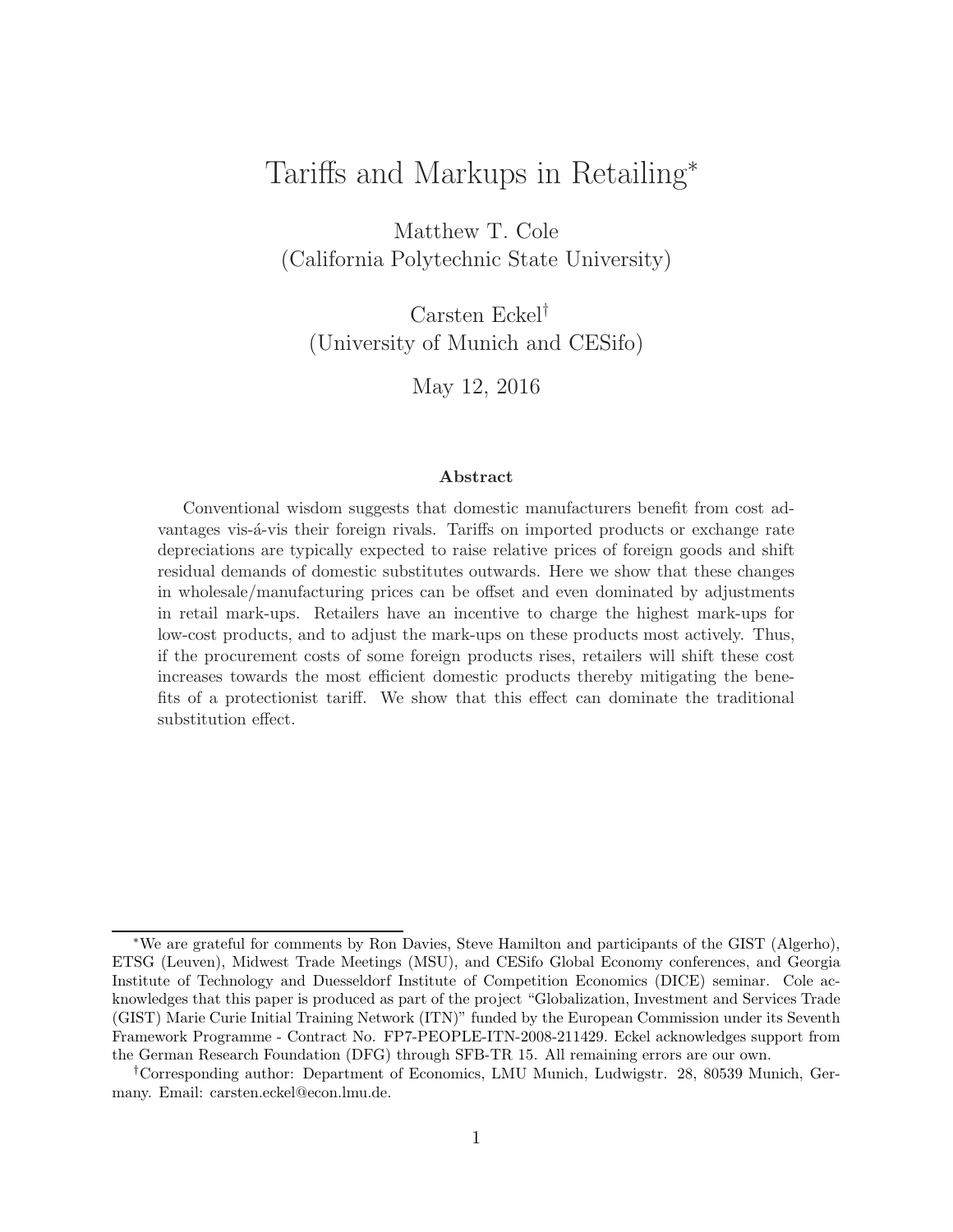# Tariffs and Markups in Retailing[*]

Matthew T. Cole
(California Polytechnic State University)

Carsten Eckel[†]
(University of Munich and CESifo)

May 12, 2016

### Abstract

Conventional wisdom suggests that domestic manufacturers benefit from cost advantages vis-á-vis their foreign rivals. Tariffs on imported products or exchange rate depreciations are typically expected to raise relative prices of foreign goods and shift residual demands of domestic substitutes outwards. Here we show that these changes in wholesale/manufacturing prices can be offset and even dominated by adjustments in retail mark-ups. Retailers have an incentive to charge the highest mark-ups for low-cost products, and to adjust the mark-ups on these products most actively. Thus, if the procurement costs of some foreign products rises, retailers will shift these cost increases towards the most efficient domestic products thereby mitigating the benefits of a protectionist tariff. We show that this effect can dominate the traditional substitution effect.

---

[*] We are grateful for comments by Ron Davies, Steve Hamilton and participants of the GIST (Algerho), ETSG (Leuven), Midwest Trade Meetings (MSU), and CESifo Global Economy conferences, and Georgia Institute of Technology and Duesseldorf Institute of Competition Economics (DICE) seminar. Cole acknowledges that this paper is produced as part of the project "Globalization, Investment and Services Trade (GIST) Marie Curie Initial Training Network (ITN)" funded by the European Commission under its Seventh Framework Programme - Contract No. FP7-PEOPLE-ITN-2008-211429. Eckel acknowledges support from the German Research Foundation (DFG) through SFB-TR 15. All remaining errors are our own.

[†] Corresponding author: Department of Economics, LMU Munich, Ludwigstr. 28, 80539 Munich, Germany. Email: carsten.eckel@econ.lmu.de.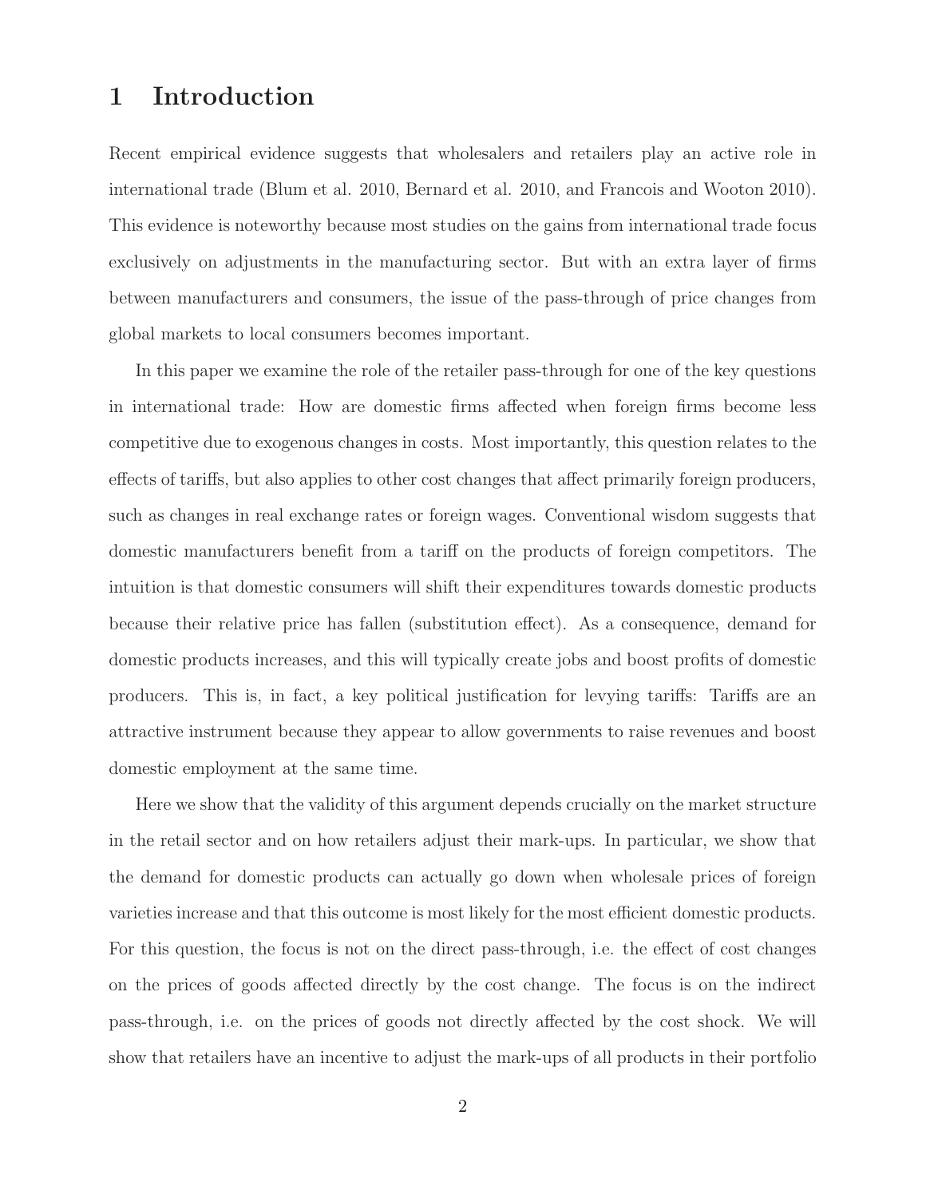# 1 Introduction

Recent empirical evidence suggests that wholesalers and retailers play an active role in international trade (Blum et al. 2010, Bernard et al. 2010, and Francois and Wooton 2010). This evidence is noteworthy because most studies on the gains from international trade focus exclusively on adjustments in the manufacturing sector. But with an extra layer of firms between manufacturers and consumers, the issue of the pass-through of price changes from global markets to local consumers becomes important.

In this paper we examine the role of the retailer pass-through for one of the key questions in international trade: How are domestic firms affected when foreign firms become less competitive due to exogenous changes in costs. Most importantly, this question relates to the effects of tariffs, but also applies to other cost changes that affect primarily foreign producers, such as changes in real exchange rates or foreign wages. Conventional wisdom suggests that domestic manufacturers benefit from a tariff on the products of foreign competitors. The intuition is that domestic consumers will shift their expenditures towards domestic products because their relative price has fallen (substitution effect). As a consequence, demand for domestic products increases, and this will typically create jobs and boost profits of domestic producers. This is, in fact, a key political justification for levying tariffs: Tariffs are an attractive instrument because they appear to allow governments to raise revenues and boost domestic employment at the same time.

Here we show that the validity of this argument depends crucially on the market structure in the retail sector and on how retailers adjust their mark-ups. In particular, we show that the demand for domestic products can actually go down when wholesale prices of foreign varieties increase and that this outcome is most likely for the most efficient domestic products. For this question, the focus is not on the direct pass-through, i.e. the effect of cost changes on the prices of goods affected directly by the cost change. The focus is on the indirect pass-through, i.e. on the prices of goods not directly affected by the cost shock. We will show that retailers have an incentive to adjust the mark-ups of all products in their portfolio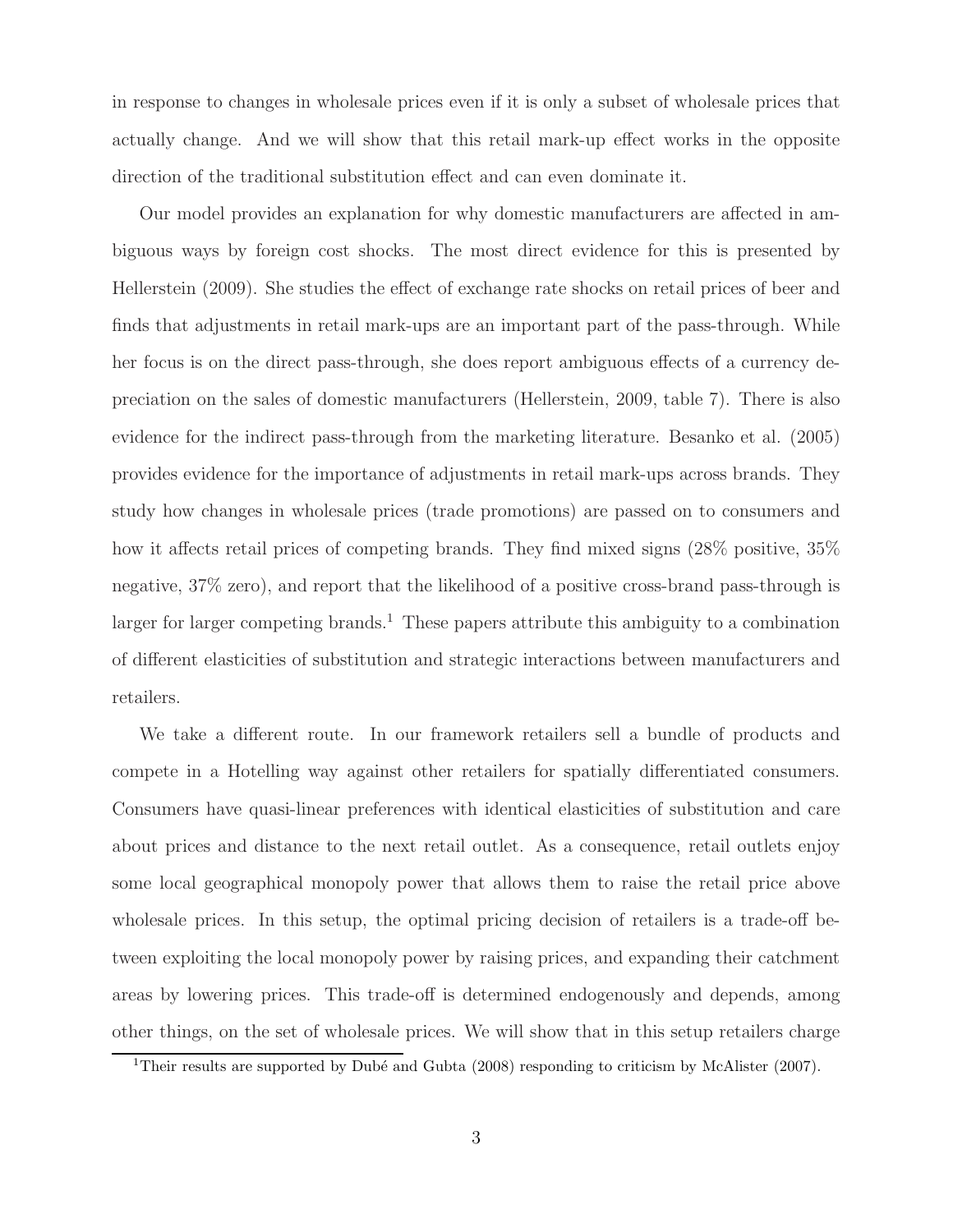in response to changes in wholesale prices even if it is only a subset of wholesale prices that actually change. And we will show that this retail mark-up effect works in the opposite direction of the traditional substitution effect and can even dominate it.

Our model provides an explanation for why domestic manufacturers are affected in ambiguous ways by foreign cost shocks. The most direct evidence for this is presented by Hellerstein (2009). She studies the effect of exchange rate shocks on retail prices of beer and finds that adjustments in retail mark-ups are an important part of the pass-through. While her focus is on the direct pass-through, she does report ambiguous effects of a currency depreciation on the sales of domestic manufacturers (Hellerstein, 2009, table 7). There is also evidence for the indirect pass-through from the marketing literature. Besanko et al. (2005) provides evidence for the importance of adjustments in retail mark-ups across brands. They study how changes in wholesale prices (trade promotions) are passed on to consumers and how it affects retail prices of competing brands. They find mixed signs (28% positive, 35% negative, 37% zero), and report that the likelihood of a positive cross-brand pass-through is larger for larger competing brands.[1] These papers attribute this ambiguity to a combination of different elasticities of substitution and strategic interactions between manufacturers and retailers.

We take a different route. In our framework retailers sell a bundle of products and compete in a Hotelling way against other retailers for spatially differentiated consumers. Consumers have quasi-linear preferences with identical elasticities of substitution and care about prices and distance to the next retail outlet. As a consequence, retail outlets enjoy some local geographical monopoly power that allows them to raise the retail price above wholesale prices. In this setup, the optimal pricing decision of retailers is a trade-off between exploiting the local monopoly power by raising prices, and expanding their catchment areas by lowering prices. This trade-off is determined endogenously and depends, among other things, on the set of wholesale prices. We will show that in this setup retailers charge

[1] Their results are supported by Dubé and Gubta (2008) responding to criticism by McAlister (2007).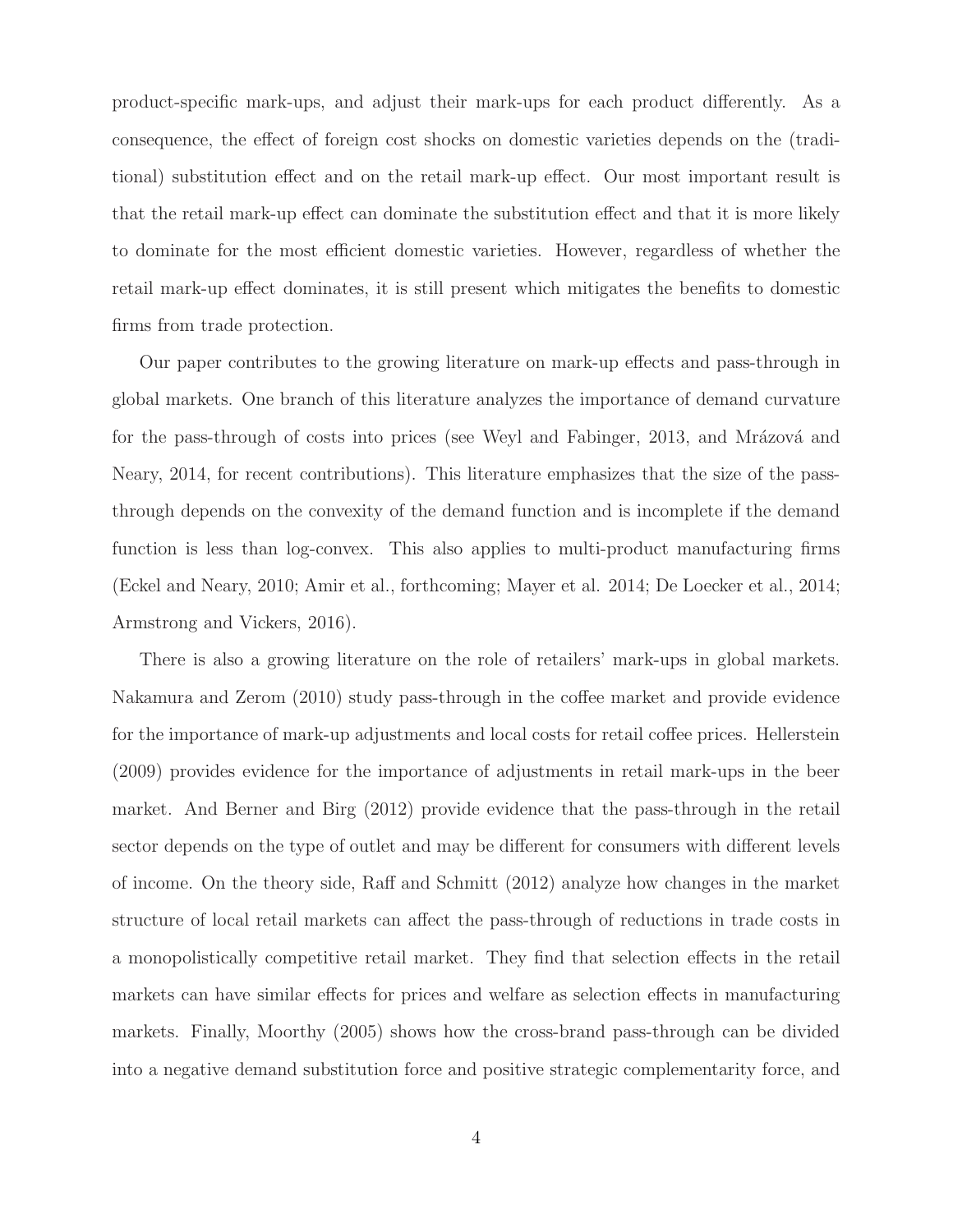product-specific mark-ups, and adjust their mark-ups for each product differently. As a consequence, the effect of foreign cost shocks on domestic varieties depends on the (traditional) substitution effect and on the retail mark-up effect. Our most important result is that the retail mark-up effect can dominate the substitution effect and that it is more likely to dominate for the most efficient domestic varieties. However, regardless of whether the retail mark-up effect dominates, it is still present which mitigates the benefits to domestic firms from trade protection.

Our paper contributes to the growing literature on mark-up effects and pass-through in global markets. One branch of this literature analyzes the importance of demand curvature for the pass-through of costs into prices (see Weyl and Fabinger, 2013, and Mrázová and Neary, 2014, for recent contributions). This literature emphasizes that the size of the pass-through depends on the convexity of the demand function and is incomplete if the demand function is less than log-convex. This also applies to multi-product manufacturing firms (Eckel and Neary, 2010; Amir et al., forthcoming; Mayer et al. 2014; De Loecker et al., 2014; Armstrong and Vickers, 2016).

There is also a growing literature on the role of retailers' mark-ups in global markets. Nakamura and Zerom (2010) study pass-through in the coffee market and provide evidence for the importance of mark-up adjustments and local costs for retail coffee prices. Hellerstein (2009) provides evidence for the importance of adjustments in retail mark-ups in the beer market. And Berner and Birg (2012) provide evidence that the pass-through in the retail sector depends on the type of outlet and may be different for consumers with different levels of income. On the theory side, Raff and Schmitt (2012) analyze how changes in the market structure of local retail markets can affect the pass-through of reductions in trade costs in a monopolistically competitive retail market. They find that selection effects in the retail markets can have similar effects for prices and welfare as selection effects in manufacturing markets. Finally, Moorthy (2005) shows how the cross-brand pass-through can be divided into a negative demand substitution force and positive strategic complementarity force, and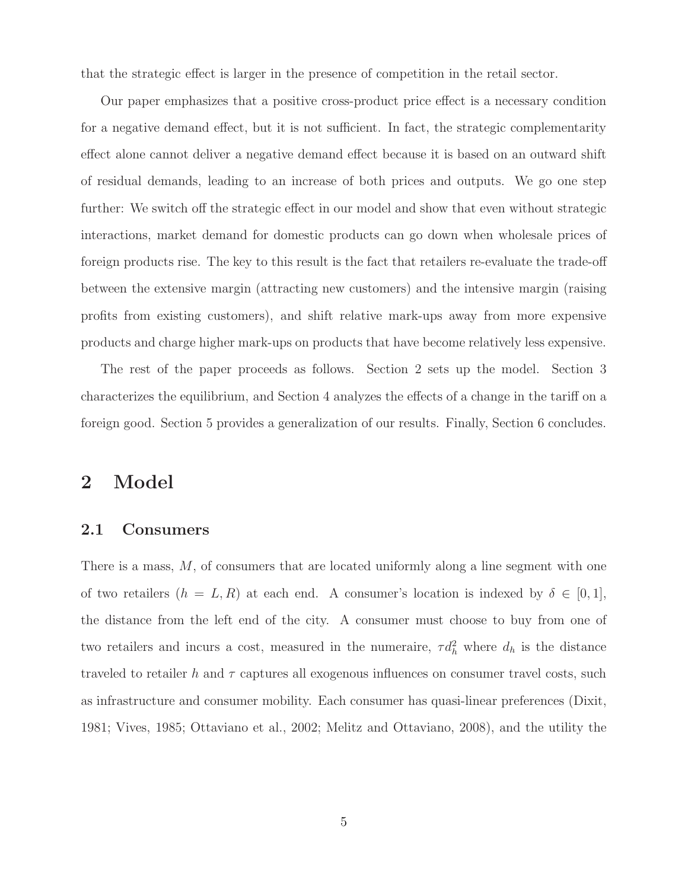that the strategic effect is larger in the presence of competition in the retail sector.

Our paper emphasizes that a positive cross-product price effect is a necessary condition for a negative demand effect, but it is not sufficient. In fact, the strategic complementarity effect alone cannot deliver a negative demand effect because it is based on an outward shift of residual demands, leading to an increase of both prices and outputs. We go one step further: We switch off the strategic effect in our model and show that even without strategic interactions, market demand for domestic products can go down when wholesale prices of foreign products rise. The key to this result is the fact that retailers re-evaluate the trade-off between the extensive margin (attracting new customers) and the intensive margin (raising profits from existing customers), and shift relative mark-ups away from more expensive products and charge higher mark-ups on products that have become relatively less expensive.

The rest of the paper proceeds as follows. Section 2 sets up the model. Section 3 characterizes the equilibrium, and Section 4 analyzes the effects of a change in the tariff on a foreign good. Section 5 provides a generalization of our results. Finally, Section 6 concludes.

# 2 Model

## 2.1 Consumers

There is a mass, $M$, of consumers that are located uniformly along a line segment with one of two retailers ($h = L, R$) at each end. A consumer's location is indexed by $\delta \in [0, 1]$, the distance from the left end of the city. A consumer must choose to buy from one of two retailers and incurs a cost, measured in the numeraire, $\tau d_h^2$ where $d_h$ is the distance traveled to retailer $h$ and $\tau$ captures all exogenous influences on consumer travel costs, such as infrastructure and consumer mobility. Each consumer has quasi-linear preferences (Dixit, 1981; Vives, 1985; Ottaviano et al., 2002; Melitz and Ottaviano, 2008), and the utility the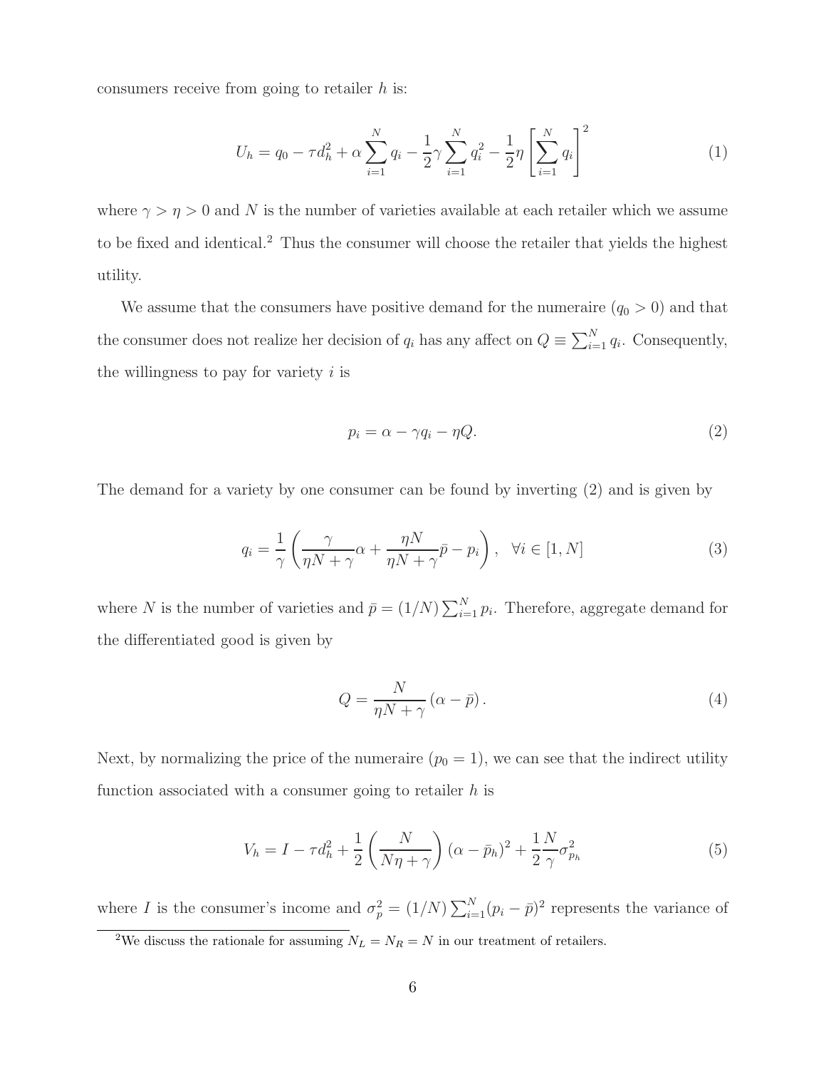consumers receive from going to retailer $h$ is:

$$U_h = q_0 - \tau d_h^2 + \alpha \sum_{i=1}^{N} q_i - \frac{1}{2}\gamma \sum_{i=1}^{N} q_i^2 - \frac{1}{2}\eta \left[\sum_{i=1}^{N} q_i\right]^2 \tag{1}$$

where $\gamma > \eta > 0$ and $N$ is the number of varieties available at each retailer which we assume to be fixed and identical.[2] Thus the consumer will choose the retailer that yields the highest utility.

We assume that the consumers have positive demand for the numeraire ($q_0 > 0$) and that the consumer does not realize her decision of $q_i$ has any affect on $Q \equiv \sum_{i=1}^{N} q_i$. Consequently, the willingness to pay for variety $i$ is

$$p_i = \alpha - \gamma q_i - \eta Q. \tag{2}$$

The demand for a variety by one consumer can be found by inverting (2) and is given by

$$q_i = \frac{1}{\gamma}\left(\frac{\gamma}{\eta N + \gamma}\alpha + \frac{\eta N}{\eta N + \gamma}\bar{p} - p_i\right), \quad \forall i \in [1, N] \tag{3}$$

where $N$ is the number of varieties and $\bar{p} = (1/N)\sum_{i=1}^{N} p_i$. Therefore, aggregate demand for the differentiated good is given by

$$Q = \frac{N}{\eta N + \gamma}\left(\alpha - \bar{p}\right). \tag{4}$$

Next, by normalizing the price of the numeraire ($p_0 = 1$), we can see that the indirect utility function associated with a consumer going to retailer $h$ is

$$V_h = I - \tau d_h^2 + \frac{1}{2}\left(\frac{N}{N\eta + \gamma}\right)(\alpha - \bar{p}_h)^2 + \frac{1}{2}\frac{N}{\gamma}\sigma_{p_h}^2 \tag{5}$$

where $I$ is the consumer's income and $\sigma_p^2 = (1/N)\sum_{i=1}^{N}(p_i - \bar{p})^2$ represents the variance of

[2] We discuss the rationale for assuming $N_L = N_R = N$ in our treatment of retailers.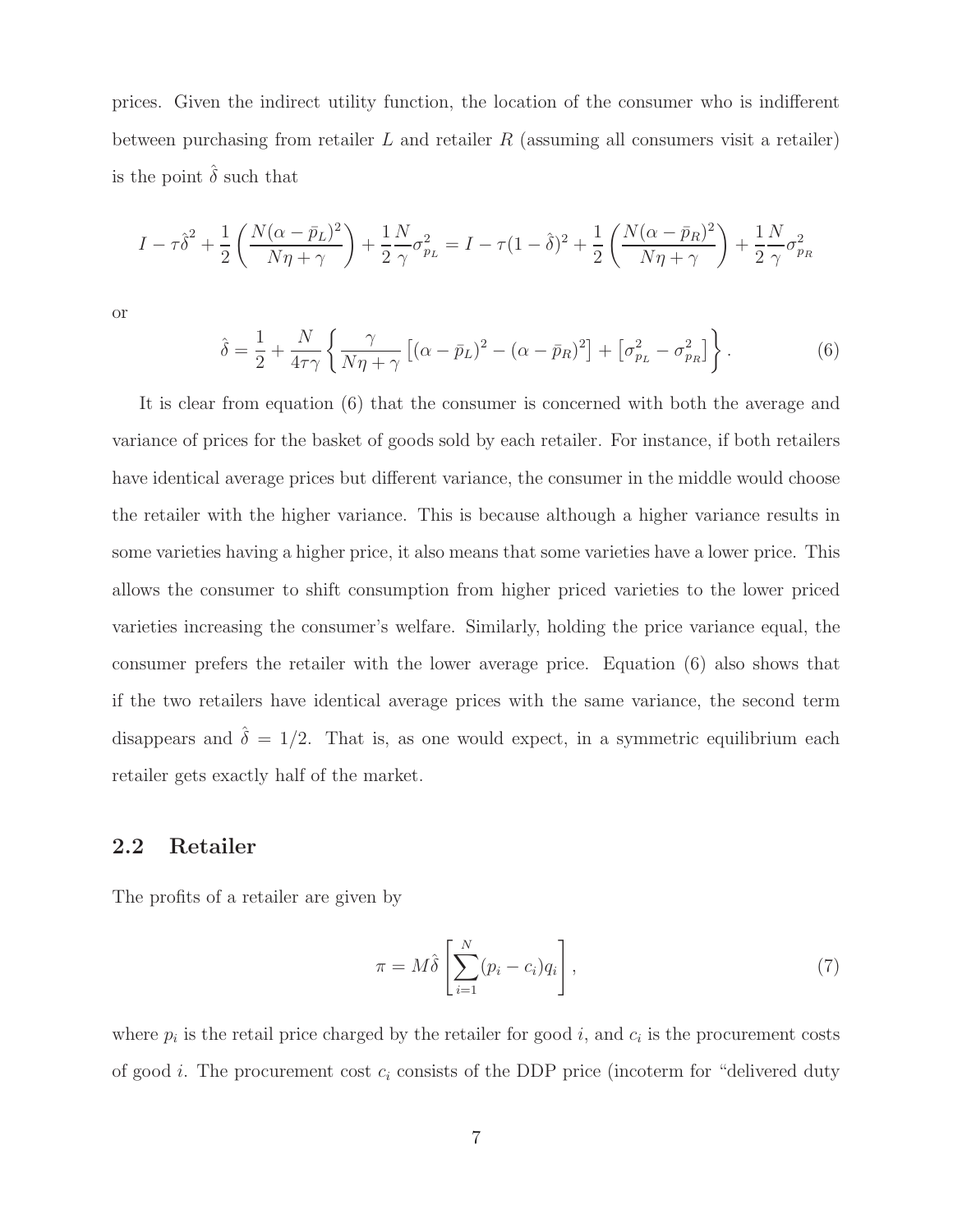prices. Given the indirect utility function, the location of the consumer who is indifferent between purchasing from retailer $L$ and retailer $R$ (assuming all consumers visit a retailer) is the point $\hat{\delta}$ such that

$$I - \tau\hat{\delta}^2 + \frac{1}{2}\left(\frac{N(\alpha - \bar{p}_L)^2}{N\eta + \gamma}\right) + \frac{1}{2}\frac{N}{\gamma}\sigma_{p_L}^2 = I - \tau(1-\hat{\delta})^2 + \frac{1}{2}\left(\frac{N(\alpha - \bar{p}_R)^2}{N\eta + \gamma}\right) + \frac{1}{2}\frac{N}{\gamma}\sigma_{p_R}^2$$

or

$$\hat{\delta} = \frac{1}{2} + \frac{N}{4\tau\gamma}\left\{\frac{\gamma}{N\eta + \gamma}\left[(\alpha - \bar{p}_L)^2 - (\alpha - \bar{p}_R)^2\right] + \left[\sigma_{p_L}^2 - \sigma_{p_R}^2\right]\right\}. \tag{6}$$

It is clear from equation (6) that the consumer is concerned with both the average and variance of prices for the basket of goods sold by each retailer. For instance, if both retailers have identical average prices but different variance, the consumer in the middle would choose the retailer with the higher variance. This is because although a higher variance results in some varieties having a higher price, it also means that some varieties have a lower price. This allows the consumer to shift consumption from higher priced varieties to the lower priced varieties increasing the consumer's welfare. Similarly, holding the price variance equal, the consumer prefers the retailer with the lower average price. Equation (6) also shows that if the two retailers have identical average prices with the same variance, the second term disappears and $\hat{\delta} = 1/2$. That is, as one would expect, in a symmetric equilibrium each retailer gets exactly half of the market.

## 2.2 Retailer

The profits of a retailer are given by

$$\pi = M\hat{\delta}\left[\sum_{i=1}^{N}(p_i - c_i)q_i\right], \tag{7}$$

where $p_i$ is the retail price charged by the retailer for good $i$, and $c_i$ is the procurement costs of good $i$. The procurement cost $c_i$ consists of the DDP price (incoterm for "delivered duty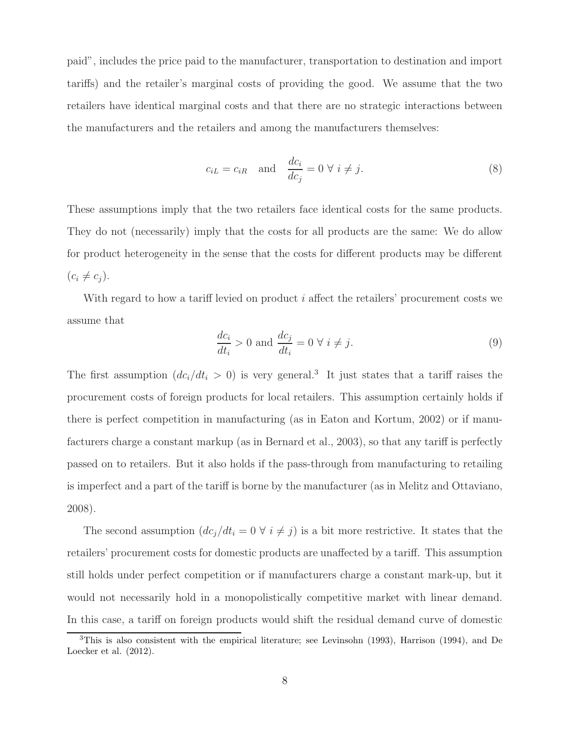paid", includes the price paid to the manufacturer, transportation to destination and import tariffs) and the retailer's marginal costs of providing the good. We assume that the two retailers have identical marginal costs and that there are no strategic interactions between the manufacturers and the retailers and among the manufacturers themselves:

$$c_{iL} = c_{iR} \quad \text{and} \quad \frac{dc_i}{dc_j} = 0 \;\forall\; i \neq j. \tag{8}$$

These assumptions imply that the two retailers face identical costs for the same products. They do not (necessarily) imply that the costs for all products are the same: We do allow for product heterogeneity in the sense that the costs for different products may be different ($c_i \neq c_j$).

With regard to how a tariff levied on product $i$ affect the retailers' procurement costs we assume that

$$\frac{dc_i}{dt_i} > 0 \text{ and } \frac{dc_j}{dt_i} = 0 \;\forall\; i \neq j. \tag{9}$$

The first assumption ($dc_i/dt_i > 0$) is very general.[3] It just states that a tariff raises the procurement costs of foreign products for local retailers. This assumption certainly holds if there is perfect competition in manufacturing (as in Eaton and Kortum, 2002) or if manufacturers charge a constant markup (as in Bernard et al., 2003), so that any tariff is perfectly passed on to retailers. But it also holds if the pass-through from manufacturing to retailing is imperfect and a part of the tariff is borne by the manufacturer (as in Melitz and Ottaviano, 2008).

The second assumption ($dc_j/dt_i = 0 \;\forall\; i \neq j$) is a bit more restrictive. It states that the retailers' procurement costs for domestic products are unaffected by a tariff. This assumption still holds under perfect competition or if manufacturers charge a constant mark-up, but it would not necessarily hold in a monopolistically competitive market with linear demand. In this case, a tariff on foreign products would shift the residual demand curve of domestic

[3] This is also consistent with the empirical literature; see Levinsohn (1993), Harrison (1994), and De Loecker et al. (2012).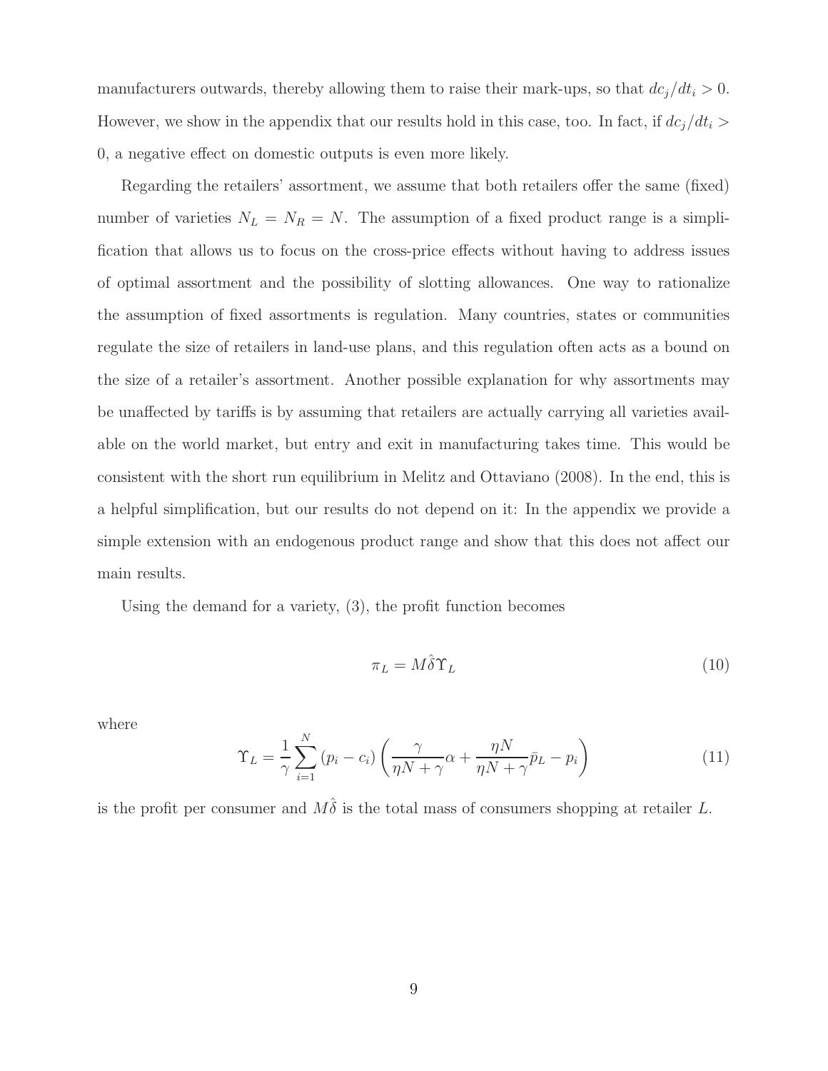manufacturers outwards, thereby allowing them to raise their mark-ups, so that $dc_j/dt_i > 0$. However, we show in the appendix that our results hold in this case, too. In fact, if $dc_j/dt_i > 0$, a negative effect on domestic outputs is even more likely.

Regarding the retailers' assortment, we assume that both retailers offer the same (fixed) number of varieties $N_L = N_R = N$. The assumption of a fixed product range is a simplification that allows us to focus on the cross-price effects without having to address issues of optimal assortment and the possibility of slotting allowances. One way to rationalize the assumption of fixed assortments is regulation. Many countries, states or communities regulate the size of retailers in land-use plans, and this regulation often acts as a bound on the size of a retailer's assortment. Another possible explanation for why assortments may be unaffected by tariffs is by assuming that retailers are actually carrying all varieties available on the world market, but entry and exit in manufacturing takes time. This would be consistent with the short run equilibrium in Melitz and Ottaviano (2008). In the end, this is a helpful simplification, but our results do not depend on it: In the appendix we provide a simple extension with an endogenous product range and show that this does not affect our main results.

Using the demand for a variety, (3), the profit function becomes

$$\pi_L = M\hat{\delta}\Upsilon_L \tag{10}$$

where

$$\Upsilon_L = \frac{1}{\gamma}\sum_{i=1}^{N}(p_i - c_i)\left(\frac{\gamma}{\eta N + \gamma}\alpha + \frac{\eta N}{\eta N + \gamma}\bar{p}_L - p_i\right) \tag{11}$$

is the profit per consumer and $M\hat{\delta}$ is the total mass of consumers shopping at retailer $L$.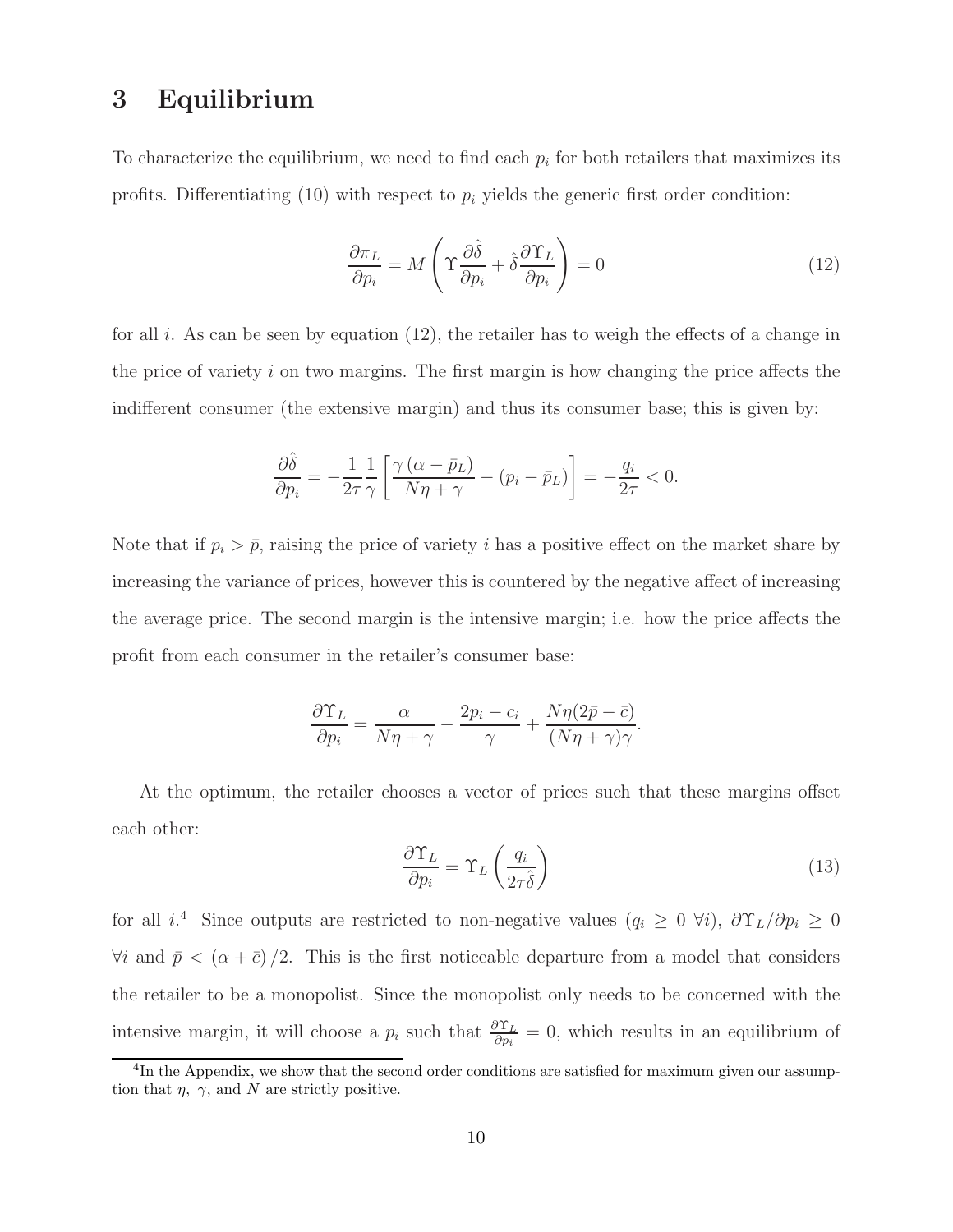# 3 Equilibrium

To characterize the equilibrium, we need to find each $p_i$ for both retailers that maximizes its profits. Differentiating (10) with respect to $p_i$ yields the generic first order condition:

$$\frac{\partial \pi_L}{\partial p_i} = M\left(\Upsilon \frac{\partial \hat{\delta}}{\partial p_i} + \hat{\delta}\frac{\partial \Upsilon_L}{\partial p_i}\right) = 0 \tag{12}$$

for all $i$. As can be seen by equation (12), the retailer has to weigh the effects of a change in the price of variety $i$ on two margins. The first margin is how changing the price affects the indifferent consumer (the extensive margin) and thus its consumer base; this is given by:

$$\frac{\partial \hat{\delta}}{\partial p_i} = -\frac{1}{2\tau}\frac{1}{\gamma}\left[\frac{\gamma\left(\alpha - \bar{p}_L\right)}{N\eta + \gamma} - \left(p_i - \bar{p}_L\right)\right] = -\frac{q_i}{2\tau} < 0.$$

Note that if $p_i > \bar{p}$, raising the price of variety $i$ has a positive effect on the market share by increasing the variance of prices, however this is countered by the negative affect of increasing the average price. The second margin is the intensive margin; i.e. how the price affects the profit from each consumer in the retailer's consumer base:

$$\frac{\partial \Upsilon_L}{\partial p_i} = \frac{\alpha}{N\eta + \gamma} - \frac{2p_i - c_i}{\gamma} + \frac{N\eta(2\bar{p} - \bar{c})}{(N\eta + \gamma)\gamma}.$$

At the optimum, the retailer chooses a vector of prices such that these margins offset each other:

$$\frac{\partial \Upsilon_L}{\partial p_i} = \Upsilon_L\left(\frac{q_i}{2\tau\hat{\delta}}\right) \tag{13}$$

for all $i$.[4] Since outputs are restricted to non-negative values ($q_i \geq 0 \ \forall i$), $\partial \Upsilon_L / \partial p_i \geq 0$ $\forall i$ and $\bar{p} < (\alpha + \bar{c})/2$. This is the first noticeable departure from a model that considers the retailer to be a monopolist. Since the monopolist only needs to be concerned with the intensive margin, it will choose a $p_i$ such that $\frac{\partial \Upsilon_L}{\partial p_i} = 0$, which results in an equilibrium of

[4] In the Appendix, we show that the second order conditions are satisfied for maximum given our assumption that $\eta$, $\gamma$, and $N$ are strictly positive.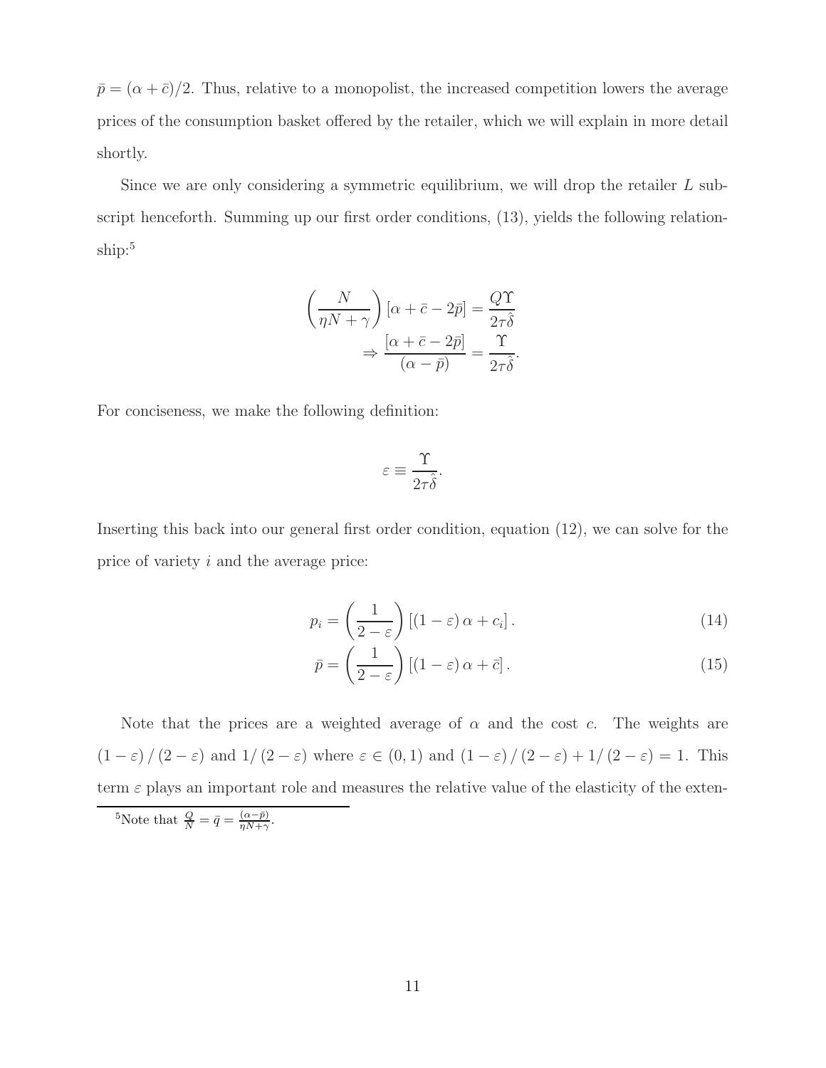$\bar{p} = (\alpha + \bar{c})/2$. Thus, relative to a monopolist, the increased competition lowers the average prices of the consumption basket offered by the retailer, which we will explain in more detail shortly.

Since we are only considering a symmetric equilibrium, we will drop the retailer $L$ subscript henceforth. Summing up our first order conditions, (13), yields the following relationship:[5]

$$\left(\frac{N}{\eta N + \gamma}\right)[\alpha + \bar{c} - 2\bar{p}] = \frac{Q\Upsilon}{2\tau\hat{\delta}}$$
$$\Rightarrow \frac{[\alpha + \bar{c} - 2\bar{p}]}{(\alpha - \bar{p})} = \frac{\Upsilon}{2\tau\hat{\delta}}.$$

For conciseness, we make the following definition:

$$\varepsilon \equiv \frac{\Upsilon}{2\tau\hat{\delta}}.$$

Inserting this back into our general first order condition, equation (12), we can solve for the price of variety $i$ and the average price:

$$p_i = \left(\frac{1}{2-\varepsilon}\right)[(1-\varepsilon)\alpha + c_i]. \tag{14}$$

$$\bar{p} = \left(\frac{1}{2-\varepsilon}\right)[(1-\varepsilon)\alpha + \bar{c}]. \tag{15}$$

Note that the prices are a weighted average of $\alpha$ and the cost $c$. The weights are $(1-\varepsilon)/(2-\varepsilon)$ and $1/(2-\varepsilon)$ where $\varepsilon \in (0,1)$ and $(1-\varepsilon)/(2-\varepsilon) + 1/(2-\varepsilon) = 1$. This term $\varepsilon$ plays an important role and measures the relative value of the elasticity of the exten-

[5] Note that $\frac{Q}{N} = \bar{q} = \frac{(\alpha - \bar{p})}{\eta N + \gamma}$.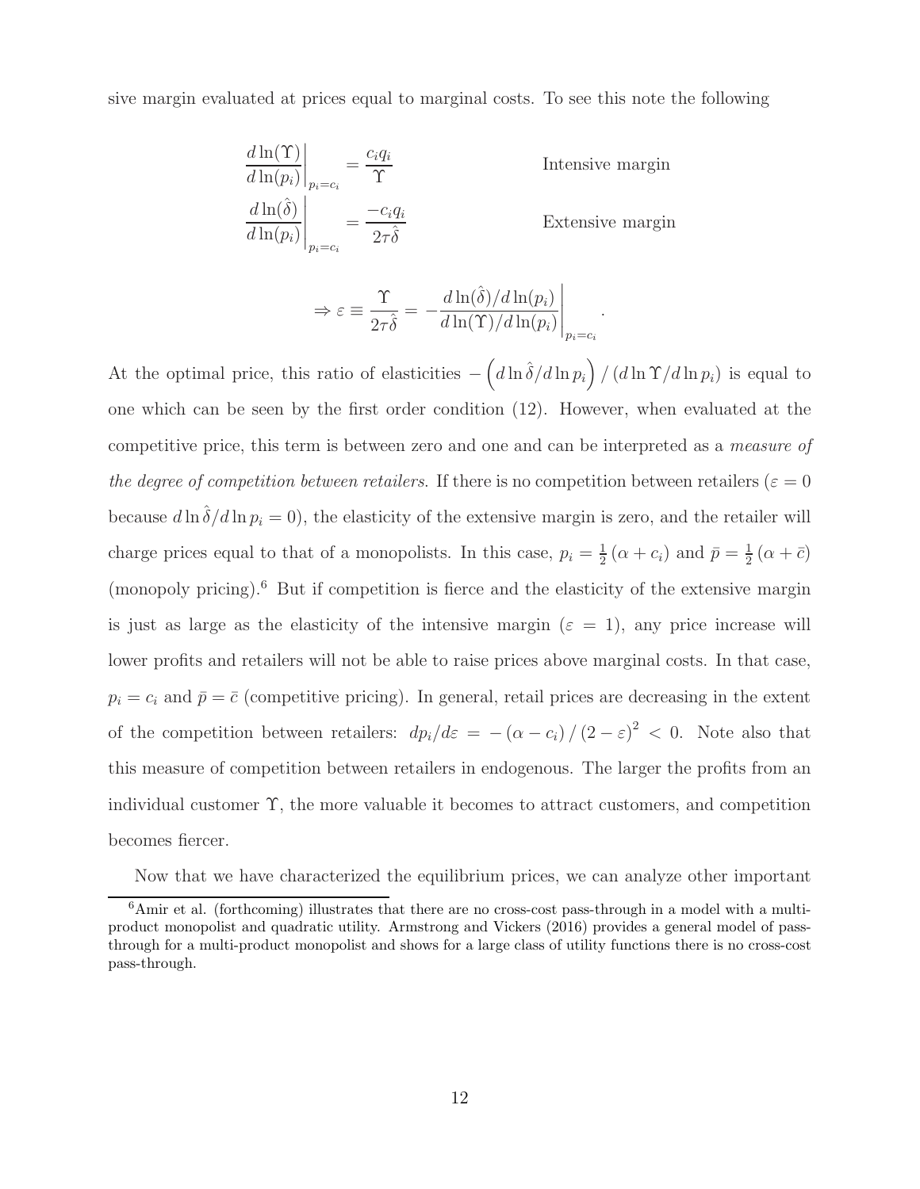sive margin evaluated at prices equal to marginal costs. To see this note the following

$$
\left.\frac{d\ln(\Upsilon)}{d\ln(p_i)}\right|_{p_i=c_i} = \frac{c_i q_i}{\Upsilon} \qquad \text{Intensive margin}
$$

$$
\left.\frac{d\ln(\hat{\delta})}{d\ln(p_i)}\right|_{p_i=c_i} = \frac{-c_i q_i}{2\tau\hat{\delta}} \qquad \text{Extensive margin}
$$

$$
\Rightarrow \varepsilon \equiv \frac{\Upsilon}{2\tau\hat{\delta}} = -\left.\frac{d\ln(\hat{\delta})/d\ln(p_i)}{d\ln(\Upsilon)/d\ln(p_i)}\right|_{p_i=c_i}.
$$

At the optimal price, this ratio of elasticities $-\left(d\ln\hat{\delta}/d\ln p_i\right)/\left(d\ln\Upsilon/d\ln p_i\right)$ is equal to one which can be seen by the first order condition (12). However, when evaluated at the competitive price, this term is between zero and one and can be interpreted as a *measure of the degree of competition between retailers*. If there is no competition between retailers ($\varepsilon = 0$ because $d\ln\hat{\delta}/d\ln p_i = 0$), the elasticity of the extensive margin is zero, and the retailer will charge prices equal to that of a monopolists. In this case, $p_i = \frac{1}{2}(\alpha + c_i)$ and $\bar{p} = \frac{1}{2}(\alpha + \bar{c})$ (monopoly pricing).[6] But if competition is fierce and the elasticity of the extensive margin is just as large as the elasticity of the intensive margin ($\varepsilon = 1$), any price increase will lower profits and retailers will not be able to raise prices above marginal costs. In that case, $p_i = c_i$ and $\bar{p} = \bar{c}$ (competitive pricing). In general, retail prices are decreasing in the extent of the competition between retailers: $dp_i/d\varepsilon = -(\alpha - c_i)/(2-\varepsilon)^2 < 0$. Note also that this measure of competition between retailers in endogenous. The larger the profits from an individual customer $\Upsilon$, the more valuable it becomes to attract customers, and competition becomes fiercer.

Now that we have characterized the equilibrium prices, we can analyze other important

[6] Amir et al. (forthcoming) illustrates that there are no cross-cost pass-through in a model with a multi-product monopolist and quadratic utility. Armstrong and Vickers (2016) provides a general model of pass-through for a multi-product monopolist and shows for a large class of utility functions there is no cross-cost pass-through.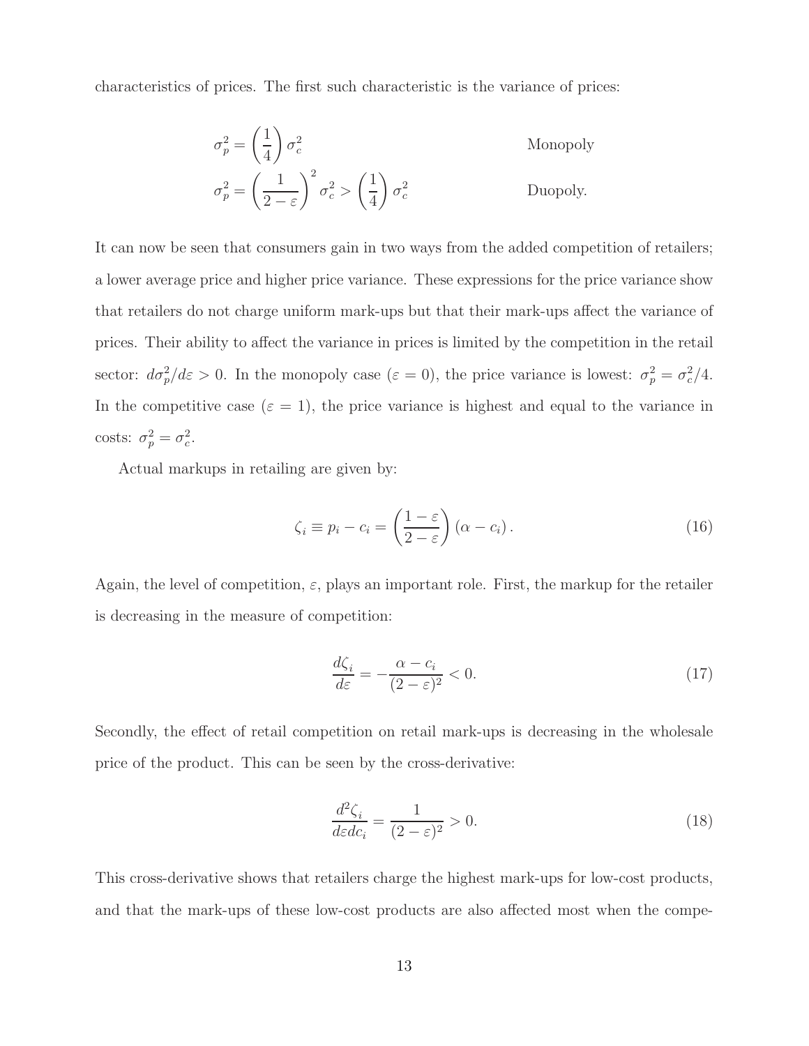characteristics of prices. The first such characteristic is the variance of prices:

$$\sigma_p^2 = \left(\frac{1}{4}\right)\sigma_c^2 \qquad \text{Monopoly}$$

$$\sigma_p^2 = \left(\frac{1}{2-\varepsilon}\right)^2 \sigma_c^2 > \left(\frac{1}{4}\right)\sigma_c^2 \qquad \text{Duopoly.}$$

It can now be seen that consumers gain in two ways from the added competition of retailers; a lower average price and higher price variance. These expressions for the price variance show that retailers do not charge uniform mark-ups but that their mark-ups affect the variance of prices. Their ability to affect the variance in prices is limited by the competition in the retail sector: $d\sigma_p^2/d\varepsilon > 0$. In the monopoly case ($\varepsilon = 0$), the price variance is lowest: $\sigma_p^2 = \sigma_c^2/4$. In the competitive case ($\varepsilon = 1$), the price variance is highest and equal to the variance in costs: $\sigma_p^2 = \sigma_c^2$.

Actual markups in retailing are given by:

$$\zeta_i \equiv p_i - c_i = \left(\frac{1-\varepsilon}{2-\varepsilon}\right)(\alpha - c_i). \tag{16}$$

Again, the level of competition, $\varepsilon$, plays an important role. First, the markup for the retailer is decreasing in the measure of competition:

$$\frac{d\zeta_i}{d\varepsilon} = -\frac{\alpha - c_i}{(2-\varepsilon)^2} < 0. \tag{17}$$

Secondly, the effect of retail competition on retail mark-ups is decreasing in the wholesale price of the product. This can be seen by the cross-derivative:

$$\frac{d^2\zeta_i}{d\varepsilon dc_i} = \frac{1}{(2-\varepsilon)^2} > 0. \tag{18}$$

This cross-derivative shows that retailers charge the highest mark-ups for low-cost products, and that the mark-ups of these low-cost products are also affected most when the compe-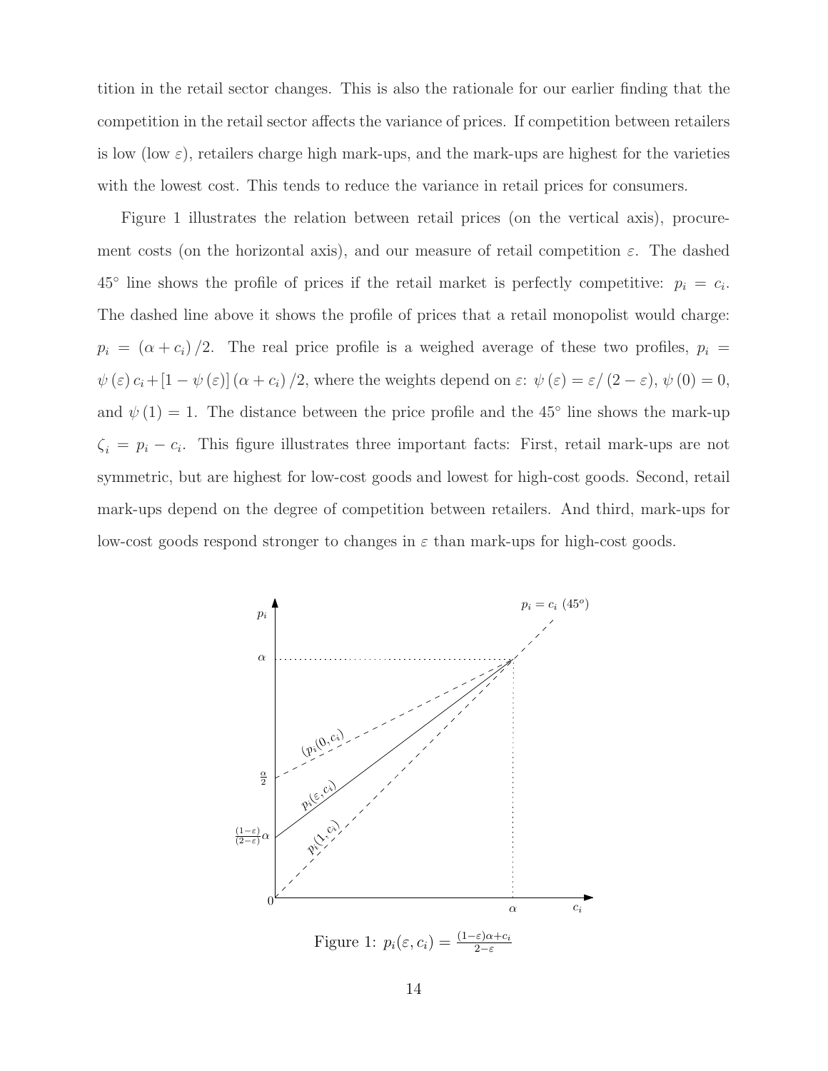tition in the retail sector changes. This is also the rationale for our earlier finding that the competition in the retail sector affects the variance of prices. If competition between retailers is low (low $\varepsilon$), retailers charge high mark-ups, and the mark-ups are highest for the varieties with the lowest cost. This tends to reduce the variance in retail prices for consumers.

Figure 1 illustrates the relation between retail prices (on the vertical axis), procurement costs (on the horizontal axis), and our measure of retail competition $\varepsilon$. The dashed $45°$ line shows the profile of prices if the retail market is perfectly competitive: $p_i = c_i$. The dashed line above it shows the profile of prices that a retail monopolist would charge: $p_i = (\alpha + c_i)/2$. The real price profile is a weighed average of these two profiles, $p_i = \psi(\varepsilon) c_i + [1 - \psi(\varepsilon)] (\alpha + c_i)/2$, where the weights depend on $\varepsilon$: $\psi(\varepsilon) = \varepsilon / (2 - \varepsilon)$, $\psi(0) = 0$, and $\psi(1) = 1$. The distance between the price profile and the $45°$ line shows the mark-up $\zeta_i = p_i - c_i$. This figure illustrates three important facts: First, retail mark-ups are not symmetric, but are highest for low-cost goods and lowest for high-cost goods. Second, retail mark-ups depend on the degree of competition between retailers. And third, mark-ups for low-cost goods respond stronger to changes in $\varepsilon$ than mark-ups for high-cost goods.

Figure 1: $p_i(\varepsilon, c_i) = \frac{(1-\varepsilon)\alpha + c_i}{2-\varepsilon}$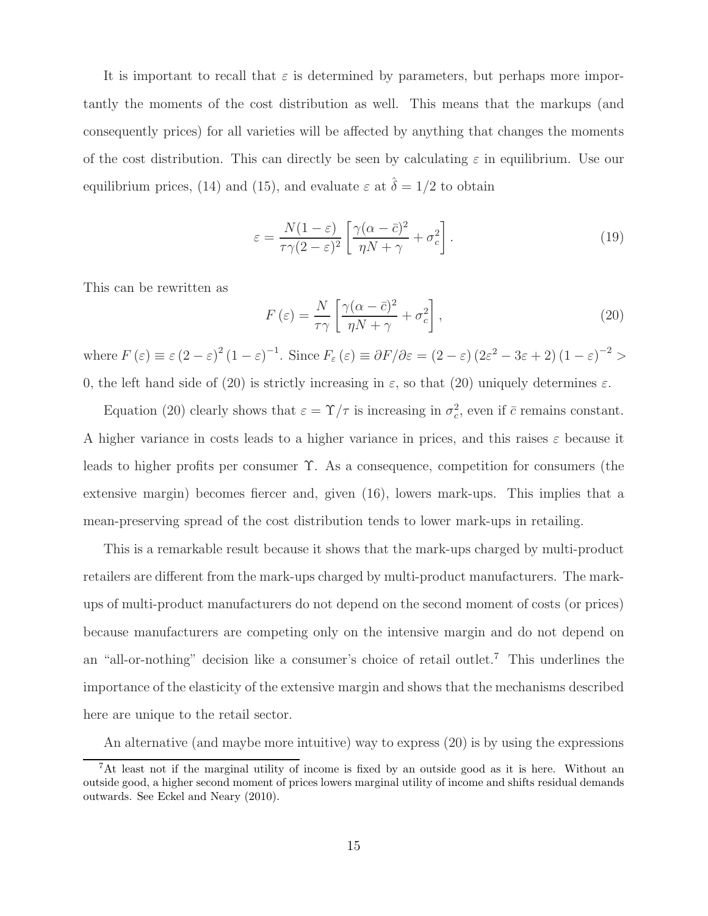It is important to recall that $\varepsilon$ is determined by parameters, but perhaps more importantly the moments of the cost distribution as well. This means that the markups (and consequently prices) for all varieties will be affected by anything that changes the moments of the cost distribution. This can directly be seen by calculating $\varepsilon$ in equilibrium. Use our equilibrium prices, (14) and (15), and evaluate $\varepsilon$ at $\hat{\delta} = 1/2$ to obtain

$$\varepsilon = \frac{N(1-\varepsilon)}{\tau\gamma(2-\varepsilon)^2}\left[\frac{\gamma(\alpha-\bar{c})^2}{\eta N+\gamma} + \sigma_c^2\right]. \tag{19}$$

This can be rewritten as

$$F(\varepsilon) = \frac{N}{\tau\gamma}\left[\frac{\gamma(\alpha-\bar{c})^2}{\eta N+\gamma} + \sigma_c^2\right], \tag{20}$$

where $F(\varepsilon) \equiv \varepsilon(2-\varepsilon)^2(1-\varepsilon)^{-1}$. Since $F_\varepsilon(\varepsilon) \equiv \partial F/\partial\varepsilon = (2-\varepsilon)(2\varepsilon^2 - 3\varepsilon + 2)(1-\varepsilon)^{-2} > 0$, the left hand side of (20) is strictly increasing in $\varepsilon$, so that (20) uniquely determines $\varepsilon$.

Equation (20) clearly shows that $\varepsilon = \Upsilon/\tau$ is increasing in $\sigma_c^2$, even if $\bar{c}$ remains constant. A higher variance in costs leads to a higher variance in prices, and this raises $\varepsilon$ because it leads to higher profits per consumer $\Upsilon$. As a consequence, competition for consumers (the extensive margin) becomes fiercer and, given (16), lowers mark-ups. This implies that a mean-preserving spread of the cost distribution tends to lower mark-ups in retailing.

This is a remarkable result because it shows that the mark-ups charged by multi-product retailers are different from the mark-ups charged by multi-product manufacturers. The mark-ups of multi-product manufacturers do not depend on the second moment of costs (or prices) because manufacturers are competing only on the intensive margin and do not depend on an "all-or-nothing" decision like a consumer's choice of retail outlet.[7] This underlines the importance of the elasticity of the extensive margin and shows that the mechanisms described here are unique to the retail sector.

An alternative (and maybe more intuitive) way to express (20) is by using the expressions

[7] At least not if the marginal utility of income is fixed by an outside good as it is here. Without an outside good, a higher second moment of prices lowers marginal utility of income and shifts residual demands outwards. See Eckel and Neary (2010).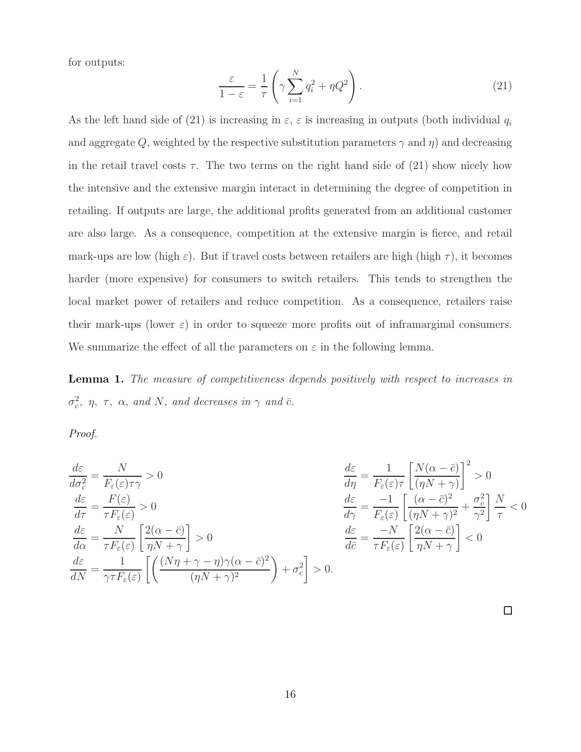for outputs:

$$\frac{\varepsilon}{1-\varepsilon} = \frac{1}{\tau}\left(\gamma \sum_{i=1}^{N} q_i^2 + \eta Q^2\right). \tag{21}$$

As the left hand side of (21) is increasing in $\varepsilon$, $\varepsilon$ is increasing in outputs (both individual $q_i$ and aggregate $Q$, weighted by the respective substitution parameters $\gamma$ and $\eta$) and decreasing in the retail travel costs $\tau$. The two terms on the right hand side of (21) show nicely how the intensive and the extensive margin interact in determining the degree of competition in retailing. If outputs are large, the additional profits generated from an additional customer are also large. As a consequence, competition at the extensive margin is fierce, and retail mark-ups are low (high $\varepsilon$). But if travel costs between retailers are high (high $\tau$), it becomes harder (more expensive) for consumers to switch retailers. This tends to strengthen the local market power of retailers and reduce competition. As a consequence, retailers raise their mark-ups (lower $\varepsilon$) in order to squeeze more profits out of inframarginal consumers. We summarize the effect of all the parameters on $\varepsilon$ in the following lemma.

**Lemma 1.** *The measure of competitiveness depends positively with respect to increases in $\sigma_c^2$, $\eta$, $\tau$, $\alpha$, and $N$, and decreases in $\gamma$ and $\bar{c}$.*

*Proof.*

$$\frac{d\varepsilon}{d\sigma_c^2} = \frac{N}{F_\varepsilon(\varepsilon)\tau\gamma} > 0 \qquad \frac{d\varepsilon}{d\eta} = \frac{1}{F_\varepsilon(\varepsilon)\tau}\left[\frac{N(\alpha-\bar{c})}{(\eta N+\gamma)}\right]^2 > 0$$

$$\frac{d\varepsilon}{d\tau} = \frac{F(\varepsilon)}{\tau F_\varepsilon(\varepsilon)} > 0 \qquad \frac{d\varepsilon}{d\gamma} = \frac{-1}{F_\varepsilon(\varepsilon)}\left[\frac{(\alpha-\bar{c})^2}{(\eta N+\gamma)^2} + \frac{\sigma_c^2}{\gamma^2}\right]\frac{N}{\tau} < 0$$

$$\frac{d\varepsilon}{d\alpha} = \frac{N}{\tau F_\varepsilon(\varepsilon)}\left[\frac{2(\alpha-\bar{c})}{\eta N+\gamma}\right] > 0 \qquad \frac{d\varepsilon}{d\bar{c}} = \frac{-N}{\tau F_\varepsilon(\varepsilon)}\left[\frac{2(\alpha-\bar{c})}{\eta N+\gamma}\right] < 0$$

$$\frac{d\varepsilon}{dN} = \frac{1}{\gamma\tau F_\varepsilon(\varepsilon)}\left[\left(\frac{(N\eta+\gamma-\eta)\gamma(\alpha-\bar{c})^2}{(\eta N+\gamma)^2}\right) + \sigma_c^2\right] > 0.$$

□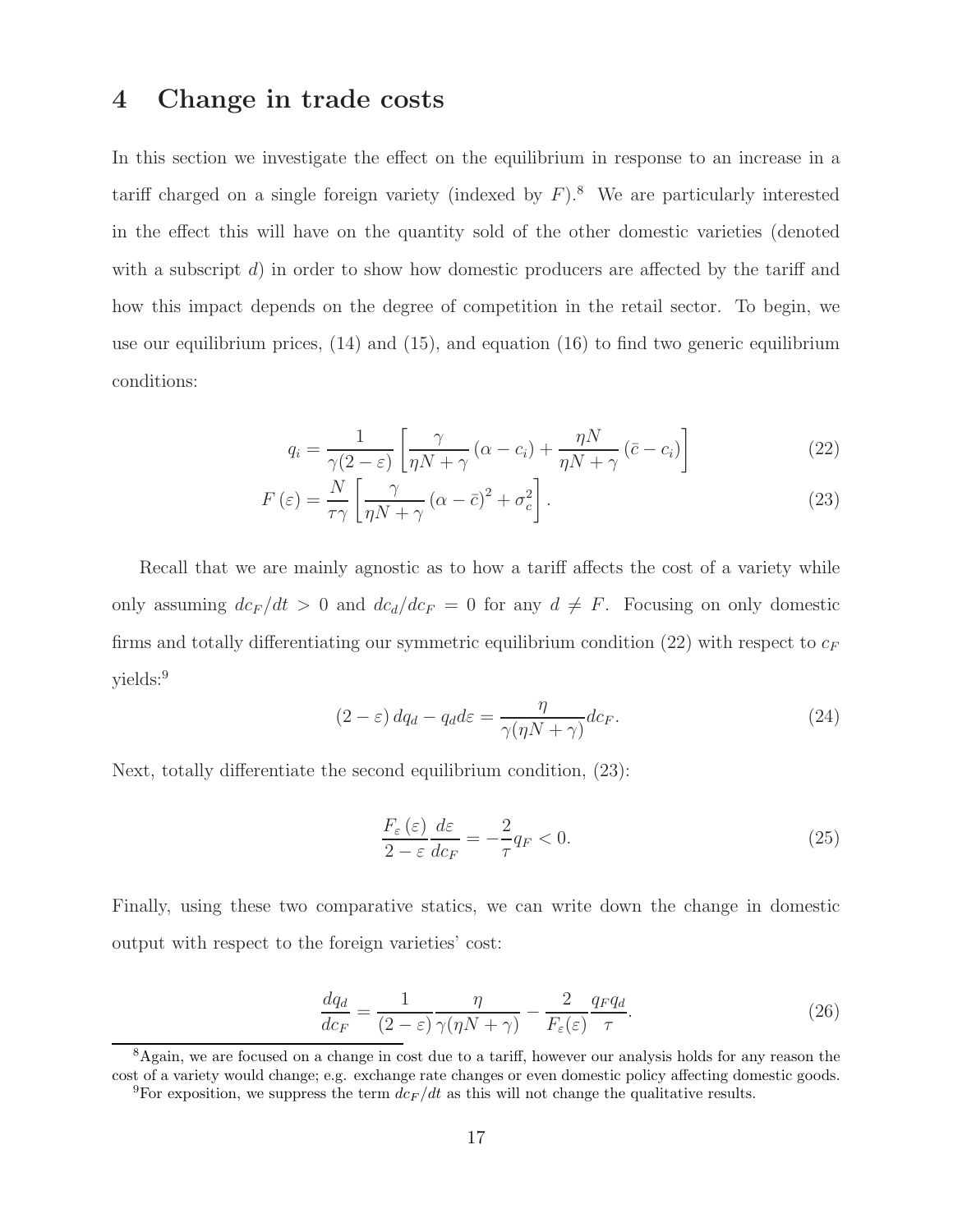# 4 Change in trade costs

In this section we investigate the effect on the equilibrium in response to an increase in a tariff charged on a single foreign variety (indexed by $F$).[8] We are particularly interested in the effect this will have on the quantity sold of the other domestic varieties (denoted with a subscript $d$) in order to show how domestic producers are affected by the tariff and how this impact depends on the degree of competition in the retail sector. To begin, we use our equilibrium prices, (14) and (15), and equation (16) to find two generic equilibrium conditions:

$$q_i = \frac{1}{\gamma(2-\varepsilon)}\left[\frac{\gamma}{\eta N+\gamma}\left(\alpha - c_i\right) + \frac{\eta N}{\eta N+\gamma}\left(\bar{c} - c_i\right)\right] \tag{22}$$

$$F\left(\varepsilon\right) = \frac{N}{\tau\gamma}\left[\frac{\gamma}{\eta N+\gamma}\left(\alpha - \bar{c}\right)^2 + \sigma_c^2\right]. \tag{23}$$

Recall that we are mainly agnostic as to how a tariff affects the cost of a variety while only assuming $dc_F/dt > 0$ and $dc_d/dc_F = 0$ for any $d \neq F$. Focusing on only domestic firms and totally differentiating our symmetric equilibrium condition (22) with respect to $c_F$ yields:[9]

$$\left(2-\varepsilon\right)dq_d - q_d d\varepsilon = \frac{\eta}{\gamma(\eta N+\gamma)}dc_F. \tag{24}$$

Next, totally differentiate the second equilibrium condition, (23):

$$\frac{F_\varepsilon\left(\varepsilon\right)}{2-\varepsilon}\frac{d\varepsilon}{dc_F} = -\frac{2}{\tau}q_F < 0. \tag{25}$$

Finally, using these two comparative statics, we can write down the change in domestic output with respect to the foreign varieties' cost:

$$\frac{dq_d}{dc_F} = \frac{1}{(2-\varepsilon)}\frac{\eta}{\gamma(\eta N+\gamma)} - \frac{2}{F_\varepsilon(\varepsilon)}\frac{q_F q_d}{\tau}. \tag{26}$$

[8] Again, we are focused on a change in cost due to a tariff, however our analysis holds for any reason the cost of a variety would change; e.g. exchange rate changes or even domestic policy affecting domestic goods.

[9] For exposition, we suppress the term $dc_F/dt$ as this will not change the qualitative results.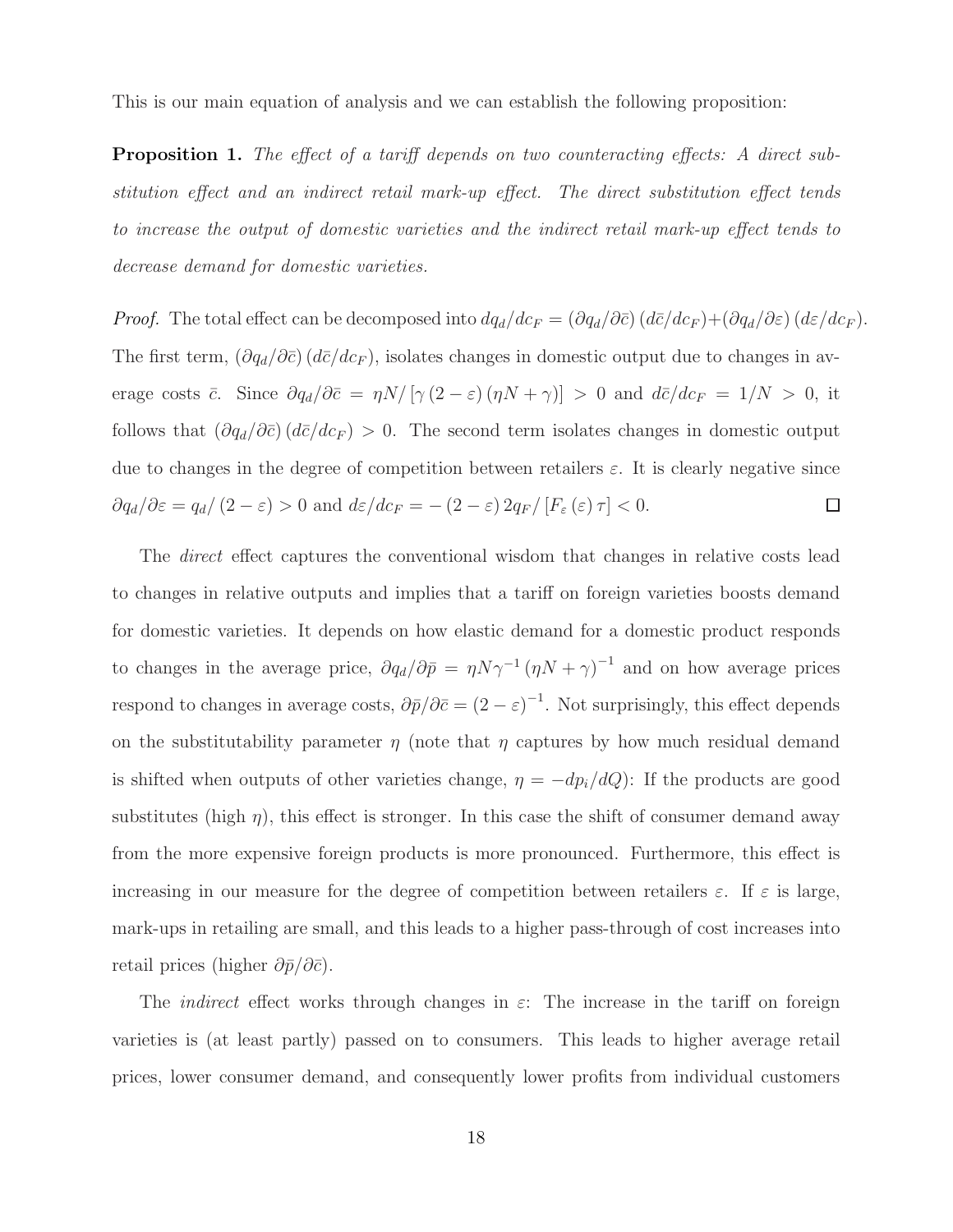This is our main equation of analysis and we can establish the following proposition:

**Proposition 1.** *The effect of a tariff depends on two counteracting effects: A direct substitution effect and an indirect retail mark-up effect. The direct substitution effect tends to increase the output of domestic varieties and the indirect retail mark-up effect tends to decrease demand for domestic varieties.*

*Proof.* The total effect can be decomposed into $dq_d/dc_F = (\partial q_d/\partial \bar{c})(d\bar{c}/dc_F) + (\partial q_d/\partial \varepsilon)(d\varepsilon/dc_F)$. The first term, $(\partial q_d/\partial \bar{c})(d\bar{c}/dc_F)$, isolates changes in domestic output due to changes in average costs $\bar{c}$. Since $\partial q_d/\partial \bar{c} = \eta N / [\gamma (2-\varepsilon)(\eta N + \gamma)] > 0$ and $d\bar{c}/dc_F = 1/N > 0$, it follows that $(\partial q_d/\partial \bar{c})(d\bar{c}/dc_F) > 0$. The second term isolates changes in domestic output due to changes in the degree of competition between retailers $\varepsilon$. It is clearly negative since $\partial q_d/\partial \varepsilon = q_d/(2-\varepsilon) > 0$ and $d\varepsilon/dc_F = -(2-\varepsilon) 2q_F / [F_\varepsilon(\varepsilon) \tau] < 0$. □

The *direct* effect captures the conventional wisdom that changes in relative costs lead to changes in relative outputs and implies that a tariff on foreign varieties boosts demand for domestic varieties. It depends on how elastic demand for a domestic product responds to changes in the average price, $\partial q_d/\partial \bar{p} = \eta N \gamma^{-1} (\eta N + \gamma)^{-1}$ and on how average prices respond to changes in average costs, $\partial \bar{p}/\partial \bar{c} = (2-\varepsilon)^{-1}$. Not surprisingly, this effect depends on the substitutability parameter $\eta$ (note that $\eta$ captures by how much residual demand is shifted when outputs of other varieties change, $\eta = -dp_i/dQ$): If the products are good substitutes (high $\eta$), this effect is stronger. In this case the shift of consumer demand away from the more expensive foreign products is more pronounced. Furthermore, this effect is increasing in our measure for the degree of competition between retailers $\varepsilon$. If $\varepsilon$ is large, mark-ups in retailing are small, and this leads to a higher pass-through of cost increases into retail prices (higher $\partial \bar{p}/\partial \bar{c}$).

The *indirect* effect works through changes in $\varepsilon$: The increase in the tariff on foreign varieties is (at least partly) passed on to consumers. This leads to higher average retail prices, lower consumer demand, and consequently lower profits from individual customers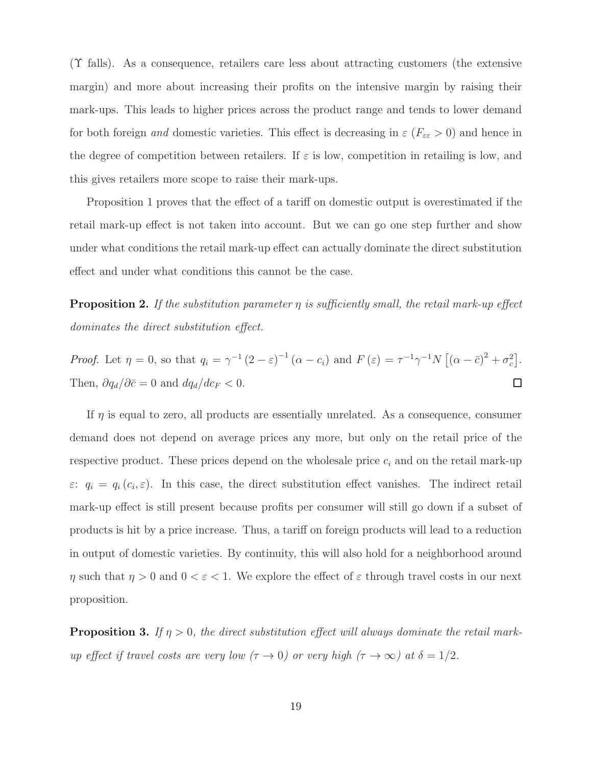($\Upsilon$ falls). As a consequence, retailers care less about attracting customers (the extensive margin) and more about increasing their profits on the intensive margin by raising their mark-ups. This leads to higher prices across the product range and tends to lower demand for both foreign *and* domestic varieties. This effect is decreasing in $\varepsilon$ ($F_{\varepsilon\varepsilon} > 0$) and hence in the degree of competition between retailers. If $\varepsilon$ is low, competition in retailing is low, and this gives retailers more scope to raise their mark-ups.

Proposition 1 proves that the effect of a tariff on domestic output is overestimated if the retail mark-up effect is not taken into account. But we can go one step further and show under what conditions the retail mark-up effect can actually dominate the direct substitution effect and under what conditions this cannot be the case.

**Proposition 2.** *If the substitution parameter $\eta$ is sufficiently small, the retail mark-up effect dominates the direct substitution effect.*

*Proof.* Let $\eta = 0$, so that $q_i = \gamma^{-1} (2 - \varepsilon)^{-1} (\alpha - c_i)$ and $F(\varepsilon) = \tau^{-1}\gamma^{-1}N \left[(\alpha - \bar{c})^2 + \sigma_c^2\right]$. Then, $\partial q_d / \partial \bar{c} = 0$ and $dq_d/dc_F < 0$. □

If $\eta$ is equal to zero, all products are essentially unrelated. As a consequence, consumer demand does not depend on average prices any more, but only on the retail price of the respective product. These prices depend on the wholesale price $c_i$ and on the retail mark-up $\varepsilon$: $q_i = q_i(c_i, \varepsilon)$. In this case, the direct substitution effect vanishes. The indirect retail mark-up effect is still present because profits per consumer will still go down if a subset of products is hit by a price increase. Thus, a tariff on foreign products will lead to a reduction in output of domestic varieties. By continuity, this will also hold for a neighborhood around $\eta$ such that $\eta > 0$ and $0 < \varepsilon < 1$. We explore the effect of $\varepsilon$ through travel costs in our next proposition.

**Proposition 3.** *If $\eta > 0$, the direct substitution effect will always dominate the retail mark-up effect if travel costs are very low ($\tau \to 0$) or very high ($\tau \to \infty$) at $\delta = 1/2$.*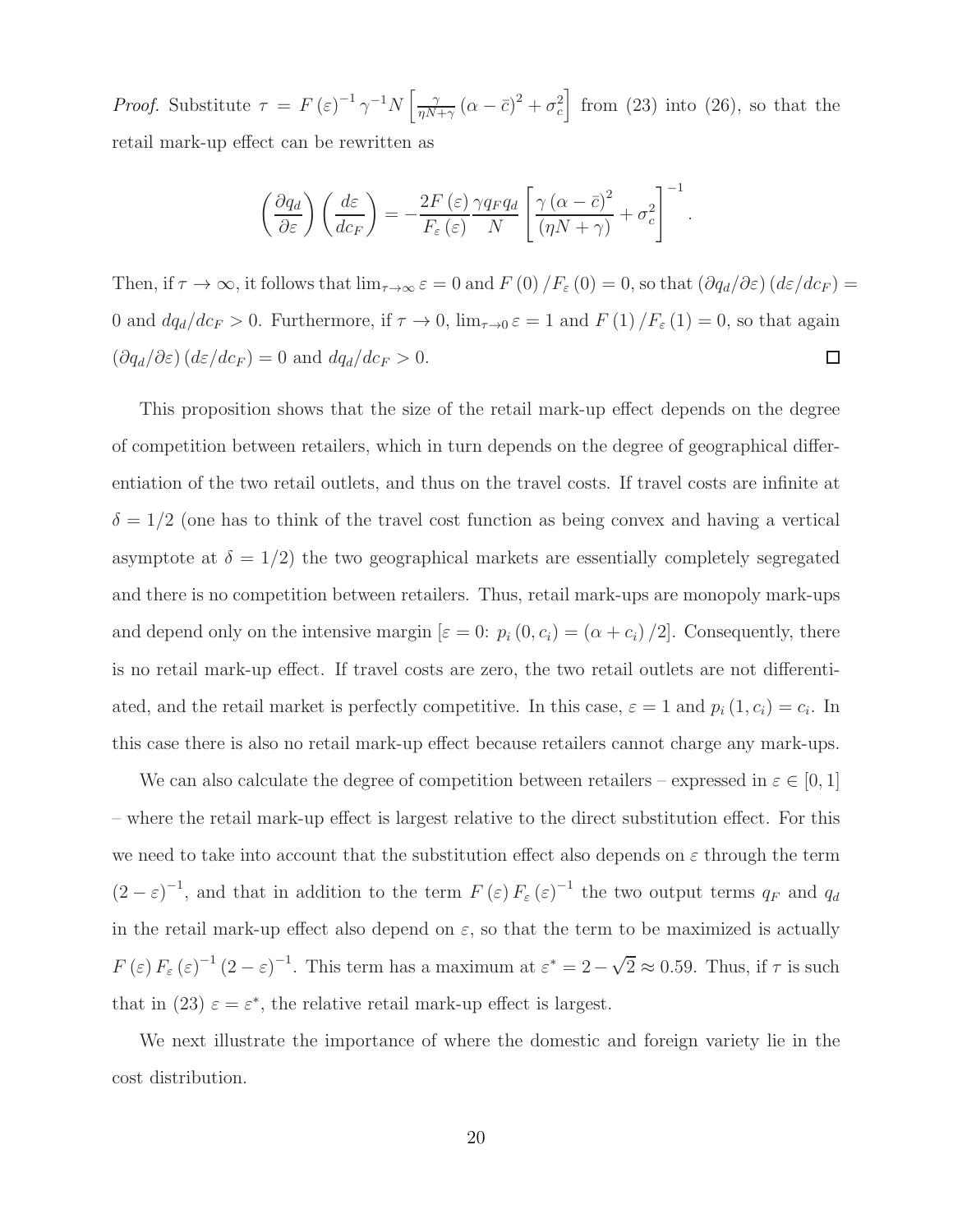*Proof.* Substitute $\tau = F(\varepsilon)^{-1} \gamma^{-1} N \left[ \frac{\gamma}{\eta N + \gamma} (\alpha - \bar{c})^2 + \sigma_c^2 \right]$ from (23) into (26), so that the retail mark-up effect can be rewritten as

$$\left( \frac{\partial q_d}{\partial \varepsilon} \right) \left( \frac{d\varepsilon}{dc_F} \right) = -\frac{2F(\varepsilon)}{F_\varepsilon(\varepsilon)} \frac{\gamma q_F q_d}{N} \left[ \frac{\gamma (\alpha - \bar{c})^2}{(\eta N + \gamma)} + \sigma_c^2 \right]^{-1}.$$

Then, if $\tau \to \infty$, it follows that $\lim_{\tau \to \infty} \varepsilon = 0$ and $F(0)/F_\varepsilon(0) = 0$, so that $(\partial q_d / \partial \varepsilon)(d\varepsilon / dc_F) = 0$ and $dq_d/dc_F > 0$. Furthermore, if $\tau \to 0$, $\lim_{\tau \to 0} \varepsilon = 1$ and $F(1)/F_\varepsilon(1) = 0$, so that again $(\partial q_d / \partial \varepsilon)(d\varepsilon / dc_F) = 0$ and $dq_d/dc_F > 0$. □

This proposition shows that the size of the retail mark-up effect depends on the degree of competition between retailers, which in turn depends on the degree of geographical differentiation of the two retail outlets, and thus on the travel costs. If travel costs are infinite at $\delta = 1/2$ (one has to think of the travel cost function as being convex and having a vertical asymptote at $\delta = 1/2$) the two geographical markets are essentially completely segregated and there is no competition between retailers. Thus, retail mark-ups are monopoly mark-ups and depend only on the intensive margin [$\varepsilon = 0$: $p_i(0, c_i) = (\alpha + c_i)/2$]. Consequently, there is no retail mark-up effect. If travel costs are zero, the two retail outlets are not differentiated, and the retail market is perfectly competitive. In this case, $\varepsilon = 1$ and $p_i(1, c_i) = c_i$. In this case there is also no retail mark-up effect because retailers cannot charge any mark-ups.

We can also calculate the degree of competition between retailers – expressed in $\varepsilon \in [0, 1]$ – where the retail mark-up effect is largest relative to the direct substitution effect. For this we need to take into account that the substitution effect also depends on $\varepsilon$ through the term $(2 - \varepsilon)^{-1}$, and that in addition to the term $F(\varepsilon) F_\varepsilon(\varepsilon)^{-1}$ the two output terms $q_F$ and $q_d$ in the retail mark-up effect also depend on $\varepsilon$, so that the term to be maximized is actually $F(\varepsilon) F_\varepsilon(\varepsilon)^{-1} (2 - \varepsilon)^{-1}$. This term has a maximum at $\varepsilon^* = 2 - \sqrt{2} \approx 0.59$. Thus, if $\tau$ is such that in (23) $\varepsilon = \varepsilon^*$, the relative retail mark-up effect is largest.

We next illustrate the importance of where the domestic and foreign variety lie in the cost distribution.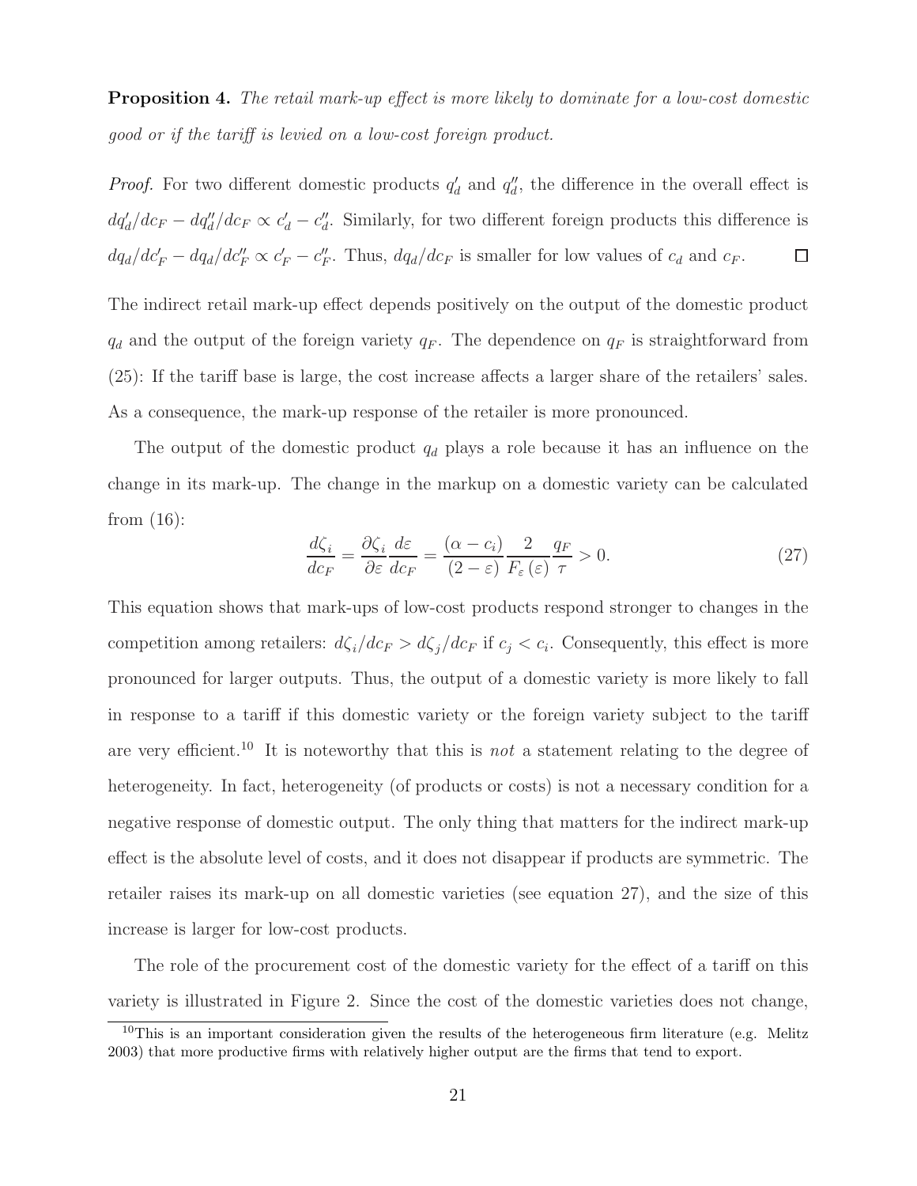**Proposition 4.** *The retail mark-up effect is more likely to dominate for a low-cost domestic good or if the tariff is levied on a low-cost foreign product.*

*Proof.* For two different domestic products $q_d'$ and $q_d''$, the difference in the overall effect is $dq_d'/dc_F - dq_d''/dc_F \propto c_d' - c_d''$. Similarly, for two different foreign products this difference is $dq_d/dc_F' - dq_d/dc_F'' \propto c_F' - c_F''$. Thus, $dq_d/dc_F$ is smaller for low values of $c_d$ and $c_F$. □

The indirect retail mark-up effect depends positively on the output of the domestic product $q_d$ and the output of the foreign variety $q_F$. The dependence on $q_F$ is straightforward from (25): If the tariff base is large, the cost increase affects a larger share of the retailers' sales. As a consequence, the mark-up response of the retailer is more pronounced.

The output of the domestic product $q_d$ plays a role because it has an influence on the change in its mark-up. The change in the markup on a domestic variety can be calculated from (16):

$$\frac{d\zeta_i}{dc_F} = \frac{\partial \zeta_i}{\partial \varepsilon} \frac{d\varepsilon}{dc_F} = \frac{(\alpha - c_i)}{(2 - \varepsilon)} \frac{2}{F_\varepsilon (\varepsilon)} \frac{q_F}{\tau} > 0. \tag{27}$$

This equation shows that mark-ups of low-cost products respond stronger to changes in the competition among retailers: $d\zeta_i/dc_F > d\zeta_j/dc_F$ if $c_j < c_i$. Consequently, this effect is more pronounced for larger outputs. Thus, the output of a domestic variety is more likely to fall in response to a tariff if this domestic variety or the foreign variety subject to the tariff are very efficient.[10] It is noteworthy that this is *not* a statement relating to the degree of heterogeneity. In fact, heterogeneity (of products or costs) is not a necessary condition for a negative response of domestic output. The only thing that matters for the indirect mark-up effect is the absolute level of costs, and it does not disappear if products are symmetric. The retailer raises its mark-up on all domestic varieties (see equation 27), and the size of this increase is larger for low-cost products.

The role of the procurement cost of the domestic variety for the effect of a tariff on this variety is illustrated in Figure 2. Since the cost of the domestic varieties does not change,

[10] This is an important consideration given the results of the heterogeneous firm literature (e.g. Melitz 2003) that more productive firms with relatively higher output are the firms that tend to export.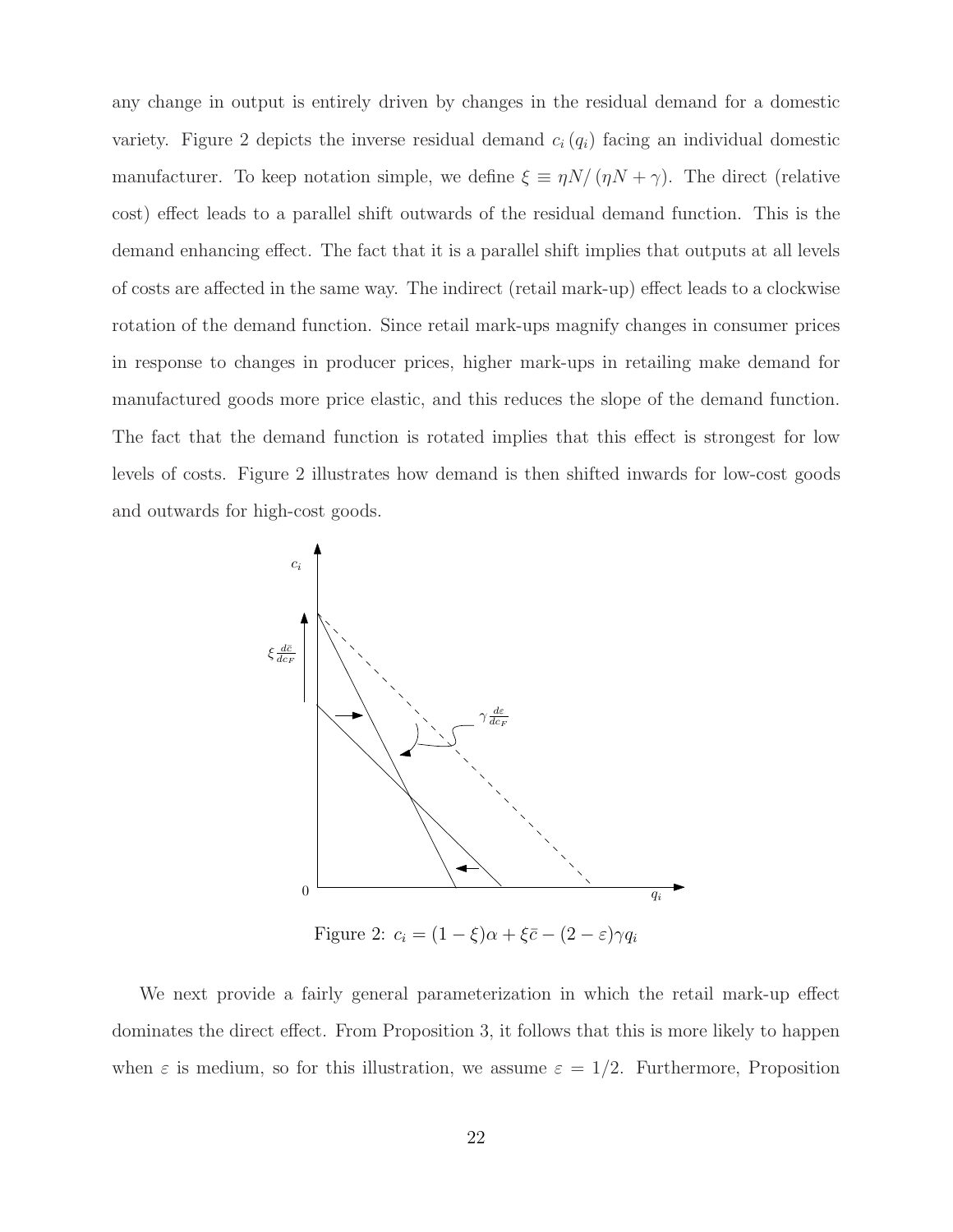any change in output is entirely driven by changes in the residual demand for a domestic variety. Figure 2 depicts the inverse residual demand $c_i(q_i)$ facing an individual domestic manufacturer. To keep notation simple, we define $\xi \equiv \eta N/(\eta N + \gamma)$. The direct (relative cost) effect leads to a parallel shift outwards of the residual demand function. This is the demand enhancing effect. The fact that it is a parallel shift implies that outputs at all levels of costs are affected in the same way. The indirect (retail mark-up) effect leads to a clockwise rotation of the demand function. Since retail mark-ups magnify changes in consumer prices in response to changes in producer prices, higher mark-ups in retailing make demand for manufactured goods more price elastic, and this reduces the slope of the demand function. The fact that the demand function is rotated implies that this effect is strongest for low levels of costs. Figure 2 illustrates how demand is then shifted inwards for low-cost goods and outwards for high-cost goods.

Figure 2: $c_i = (1-\xi)\alpha + \xi\bar{c} - (2-\varepsilon)\gamma q_i$

We next provide a fairly general parameterization in which the retail mark-up effect dominates the direct effect. From Proposition 3, it follows that this is more likely to happen when $\varepsilon$ is medium, so for this illustration, we assume $\varepsilon = 1/2$. Furthermore, Proposition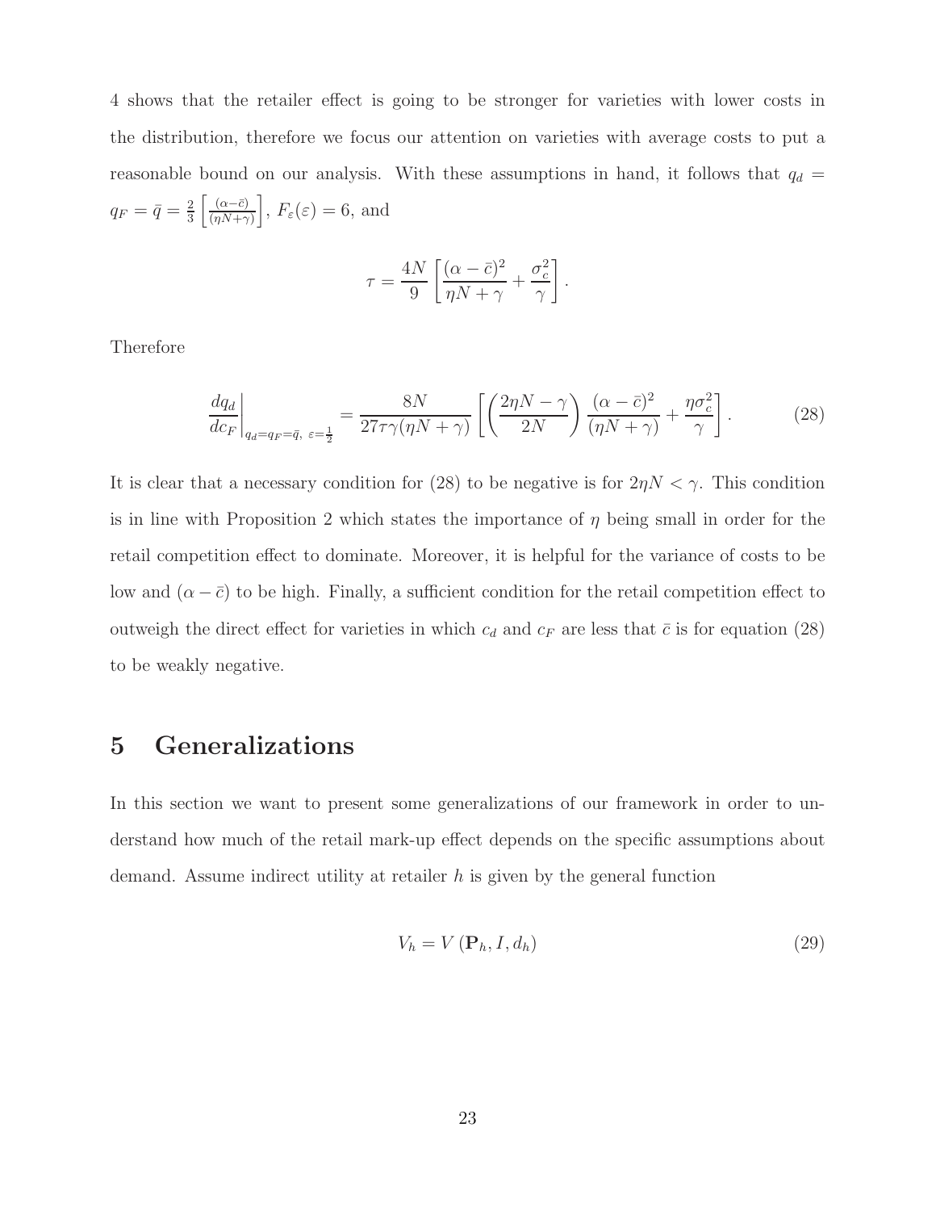4 shows that the retailer effect is going to be stronger for varieties with lower costs in the distribution, therefore we focus our attention on varieties with average costs to put a reasonable bound on our analysis. With these assumptions in hand, it follows that $q_d = q_F = \bar{q} = \frac{2}{3}\left[\frac{(\alpha-\bar{c})}{(\eta N+\gamma)}\right]$, $F_{\varepsilon}(\varepsilon) = 6$, and

$$\tau = \frac{4N}{9}\left[\frac{(\alpha-\bar{c})^2}{\eta N+\gamma} + \frac{\sigma_c^2}{\gamma}\right].$$

Therefore

$$\left.\frac{dq_d}{dc_F}\right|_{q_d=q_F=\bar{q},\ \varepsilon=\frac{1}{2}} = \frac{8N}{27\tau\gamma(\eta N+\gamma)}\left[\left(\frac{2\eta N-\gamma}{2N}\right)\frac{(\alpha-\bar{c})^2}{(\eta N+\gamma)} + \frac{\eta\sigma_c^2}{\gamma}\right]. \tag{28}$$

It is clear that a necessary condition for (28) to be negative is for $2\eta N < \gamma$. This condition is in line with Proposition 2 which states the importance of $\eta$ being small in order for the retail competition effect to dominate. Moreover, it is helpful for the variance of costs to be low and $(\alpha - \bar{c})$ to be high. Finally, a sufficient condition for the retail competition effect to outweigh the direct effect for varieties in which $c_d$ and $c_F$ are less that $\bar{c}$ is for equation (28) to be weakly negative.

# 5 Generalizations

In this section we want to present some generalizations of our framework in order to understand how much of the retail mark-up effect depends on the specific assumptions about demand. Assume indirect utility at retailer $h$ is given by the general function

$$V_h = V\left(\mathbf{P}_h, I, d_h\right) \tag{29}$$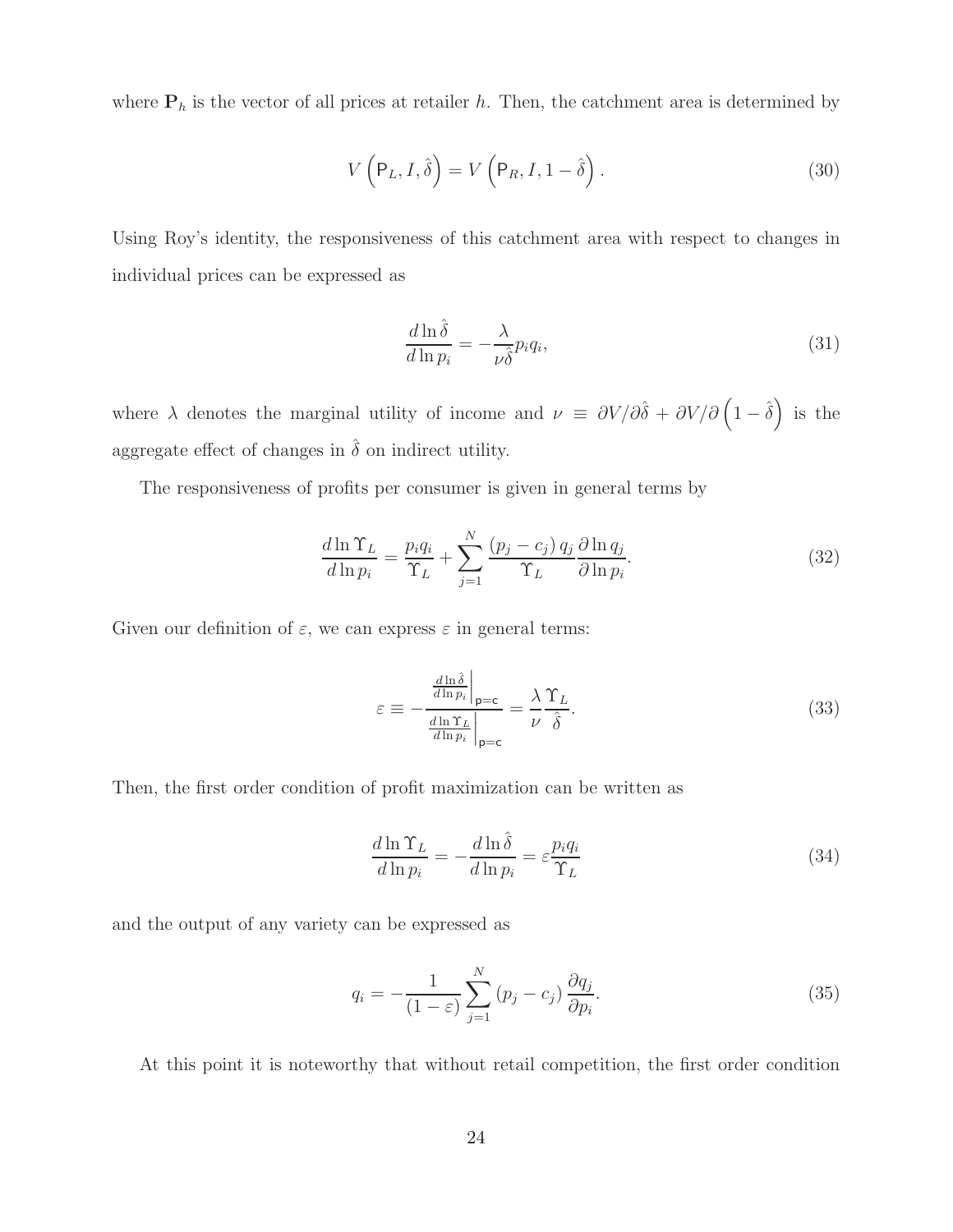where $\mathbf{P}_h$ is the vector of all prices at retailer $h$. Then, the catchment area is determined by

$$V\left(\mathsf{P}_L, I, \hat{\delta}\right) = V\left(\mathsf{P}_R, I, 1-\hat{\delta}\right). \tag{30}$$

Using Roy's identity, the responsiveness of this catchment area with respect to changes in individual prices can be expressed as

$$\frac{d\ln\hat{\delta}}{d\ln p_i} = -\frac{\lambda}{\nu\hat{\delta}}p_i q_i, \tag{31}$$

where $\lambda$ denotes the marginal utility of income and $\nu \equiv \partial V/\partial\hat{\delta} + \partial V/\partial\left(1-\hat{\delta}\right)$ is the aggregate effect of changes in $\hat{\delta}$ on indirect utility.

The responsiveness of profits per consumer is given in general terms by

$$\frac{d\ln\Upsilon_L}{d\ln p_i} = \frac{p_i q_i}{\Upsilon_L} + \sum_{j=1}^{N}\frac{\left(p_j - c_j\right)q_j}{\Upsilon_L}\frac{\partial\ln q_j}{\partial\ln p_i}. \tag{32}$$

Given our definition of $\varepsilon$, we can express $\varepsilon$ in general terms:

$$\varepsilon \equiv -\frac{\left.\frac{d\ln\hat{\delta}}{d\ln p_i}\right|_{\mathsf{p}=\mathsf{c}}}{\left.\frac{d\ln\Upsilon_L}{d\ln p_i}\right|_{\mathsf{p}=\mathsf{c}}} = \frac{\lambda}{\nu}\frac{\Upsilon_L}{\hat{\delta}}. \tag{33}$$

Then, the first order condition of profit maximization can be written as

$$\frac{d\ln\Upsilon_L}{d\ln p_i} = -\frac{d\ln\hat{\delta}}{d\ln p_i} = \varepsilon\frac{p_i q_i}{\Upsilon_L} \tag{34}$$

and the output of any variety can be expressed as

$$q_i = -\frac{1}{(1-\varepsilon)}\sum_{j=1}^{N}\left(p_j - c_j\right)\frac{\partial q_j}{\partial p_i}. \tag{35}$$

At this point it is noteworthy that without retail competition, the first order condition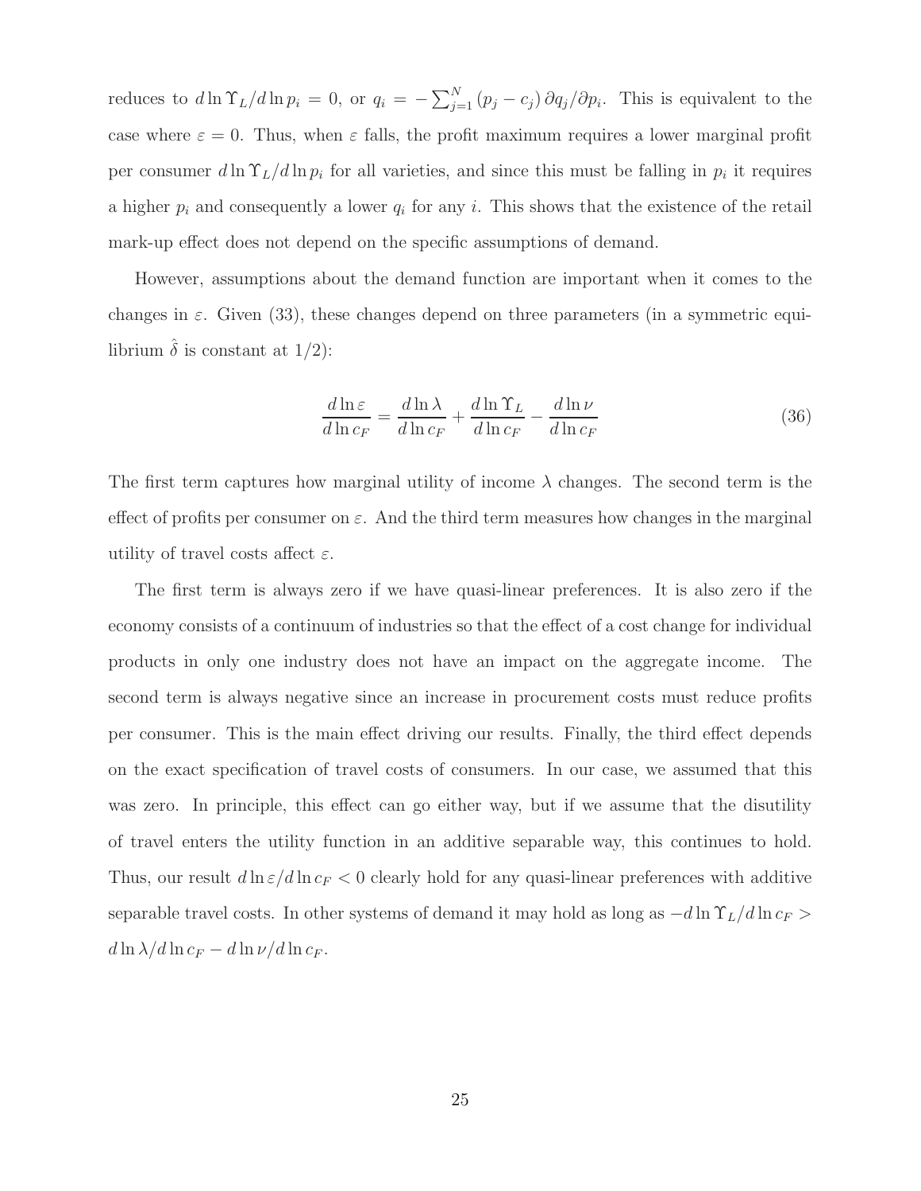reduces to $d \ln \Upsilon_L / d \ln p_i = 0$, or $q_i = -\sum_{j=1}^{N} (p_j - c_j) \partial q_j / \partial p_i$. This is equivalent to the case where $\varepsilon = 0$. Thus, when $\varepsilon$ falls, the profit maximum requires a lower marginal profit per consumer $d \ln \Upsilon_L / d \ln p_i$ for all varieties, and since this must be falling in $p_i$ it requires a higher $p_i$ and consequently a lower $q_i$ for any $i$. This shows that the existence of the retail mark-up effect does not depend on the specific assumptions of demand.

However, assumptions about the demand function are important when it comes to the changes in $\varepsilon$. Given (33), these changes depend on three parameters (in a symmetric equilibrium $\hat{\delta}$ is constant at 1/2):

$$\frac{d \ln \varepsilon}{d \ln c_F} = \frac{d \ln \lambda}{d \ln c_F} + \frac{d \ln \Upsilon_L}{d \ln c_F} - \frac{d \ln \nu}{d \ln c_F} \tag{36}$$

The first term captures how marginal utility of income $\lambda$ changes. The second term is the effect of profits per consumer on $\varepsilon$. And the third term measures how changes in the marginal utility of travel costs affect $\varepsilon$.

The first term is always zero if we have quasi-linear preferences. It is also zero if the economy consists of a continuum of industries so that the effect of a cost change for individual products in only one industry does not have an impact on the aggregate income. The second term is always negative since an increase in procurement costs must reduce profits per consumer. This is the main effect driving our results. Finally, the third effect depends on the exact specification of travel costs of consumers. In our case, we assumed that this was zero. In principle, this effect can go either way, but if we assume that the disutility of travel enters the utility function in an additive separable way, this continues to hold. Thus, our result $d \ln \varepsilon / d \ln c_F < 0$ clearly hold for any quasi-linear preferences with additive separable travel costs. In other systems of demand it may hold as long as $-d \ln \Upsilon_L / d \ln c_F > d \ln \lambda / d \ln c_F - d \ln \nu / d \ln c_F$.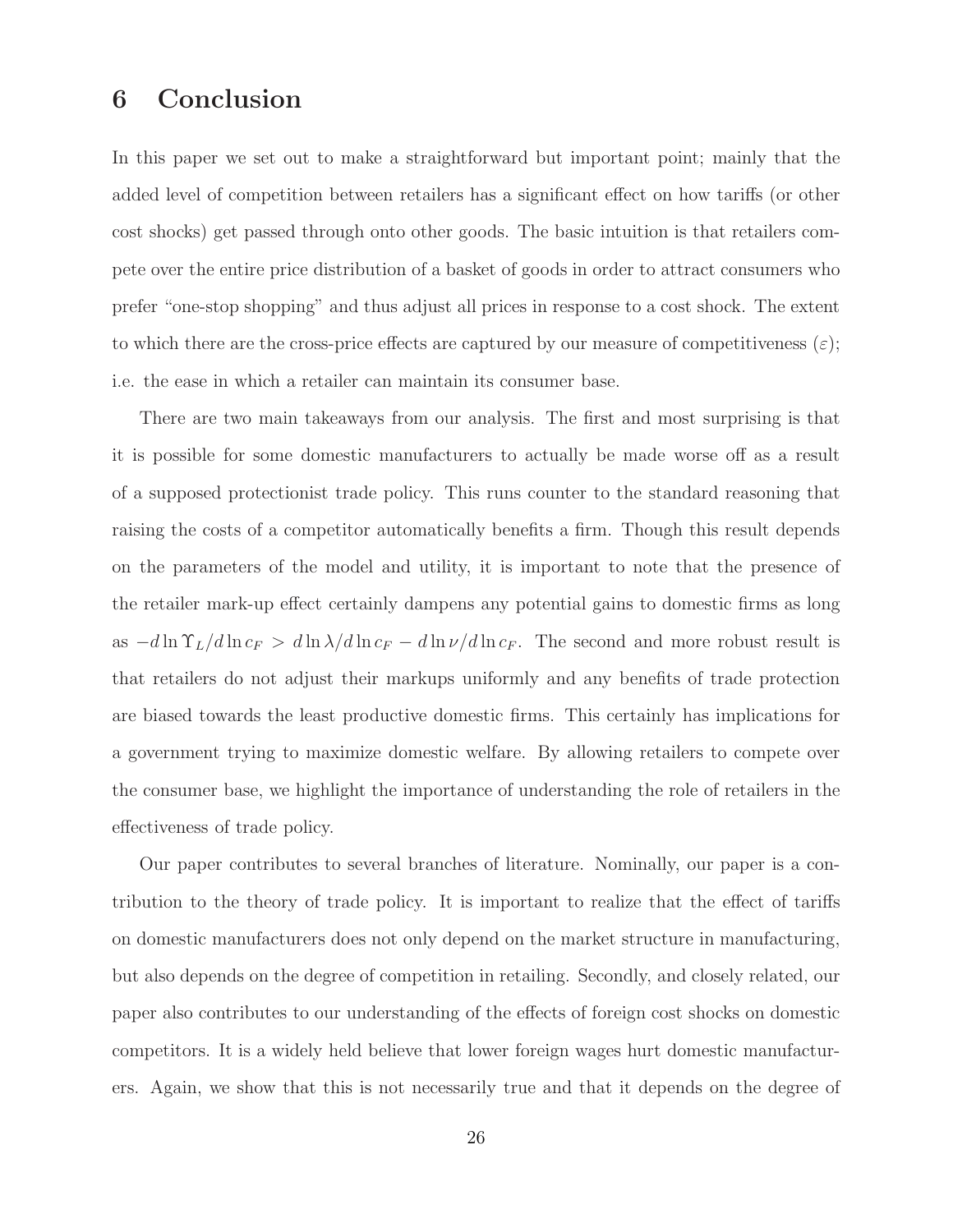# 6 Conclusion

In this paper we set out to make a straightforward but important point; mainly that the added level of competition between retailers has a significant effect on how tariffs (or other cost shocks) get passed through onto other goods. The basic intuition is that retailers compete over the entire price distribution of a basket of goods in order to attract consumers who prefer "one-stop shopping" and thus adjust all prices in response to a cost shock. The extent to which there are the cross-price effects are captured by our measure of competitiveness ($\varepsilon$); i.e. the ease in which a retailer can maintain its consumer base.

There are two main takeaways from our analysis. The first and most surprising is that it is possible for some domestic manufacturers to actually be made worse off as a result of a supposed protectionist trade policy. This runs counter to the standard reasoning that raising the costs of a competitor automatically benefits a firm. Though this result depends on the parameters of the model and utility, it is important to note that the presence of the retailer mark-up effect certainly dampens any potential gains to domestic firms as long as $-d\ln\Upsilon_L/d\ln c_F > d\ln\lambda/d\ln c_F - d\ln\nu/d\ln c_F$. The second and more robust result is that retailers do not adjust their markups uniformly and any benefits of trade protection are biased towards the least productive domestic firms. This certainly has implications for a government trying to maximize domestic welfare. By allowing retailers to compete over the consumer base, we highlight the importance of understanding the role of retailers in the effectiveness of trade policy.

Our paper contributes to several branches of literature. Nominally, our paper is a contribution to the theory of trade policy. It is important to realize that the effect of tariffs on domestic manufacturers does not only depend on the market structure in manufacturing, but also depends on the degree of competition in retailing. Secondly, and closely related, our paper also contributes to our understanding of the effects of foreign cost shocks on domestic competitors. It is a widely held believe that lower foreign wages hurt domestic manufacturers. Again, we show that this is not necessarily true and that it depends on the degree of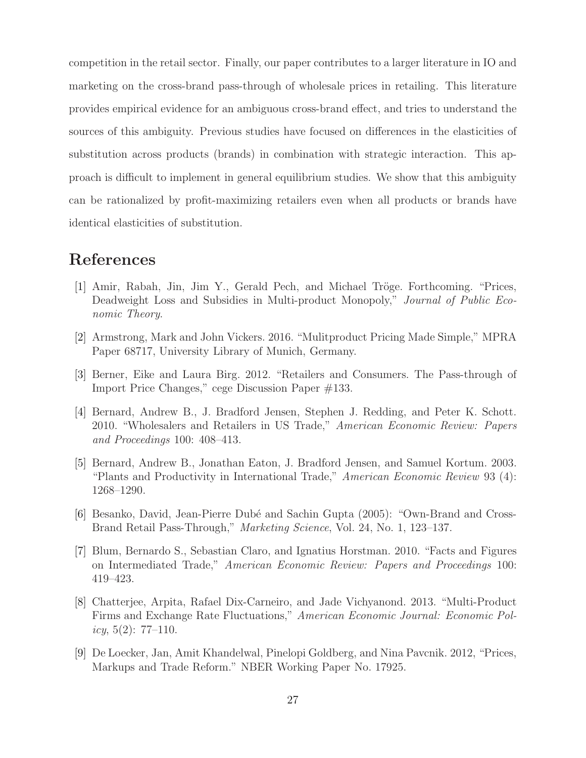competition in the retail sector. Finally, our paper contributes to a larger literature in IO and marketing on the cross-brand pass-through of wholesale prices in retailing. This literature provides empirical evidence for an ambiguous cross-brand effect, and tries to understand the sources of this ambiguity. Previous studies have focused on differences in the elasticities of substitution across products (brands) in combination with strategic interaction. This approach is difficult to implement in general equilibrium studies. We show that this ambiguity can be rationalized by profit-maximizing retailers even when all products or brands have identical elasticities of substitution.

# References

[1] Amir, Rabah, Jin, Jim Y., Gerald Pech, and Michael Tröge. Forthcoming. "Prices, Deadweight Loss and Subsidies in Multi-product Monopoly," *Journal of Public Economic Theory*.

[2] Armstrong, Mark and John Vickers. 2016. "Mulitproduct Pricing Made Simple," MPRA Paper 68717, University Library of Munich, Germany.

[3] Berner, Eike and Laura Birg. 2012. "Retailers and Consumers. The Pass-through of Import Price Changes," cege Discussion Paper #133.

[4] Bernard, Andrew B., J. Bradford Jensen, Stephen J. Redding, and Peter K. Schott. 2010. "Wholesalers and Retailers in US Trade," *American Economic Review: Papers and Proceedings* 100: 408–413.

[5] Bernard, Andrew B., Jonathan Eaton, J. Bradford Jensen, and Samuel Kortum. 2003. "Plants and Productivity in International Trade," *American Economic Review* 93 (4): 1268–1290.

[6] Besanko, David, Jean-Pierre Dubé and Sachin Gupta (2005): "Own-Brand and Cross-Brand Retail Pass-Through," *Marketing Science*, Vol. 24, No. 1, 123–137.

[7] Blum, Bernardo S., Sebastian Claro, and Ignatius Horstman. 2010. "Facts and Figures on Intermediated Trade," *American Economic Review: Papers and Proceedings* 100: 419–423.

[8] Chatterjee, Arpita, Rafael Dix-Carneiro, and Jade Vichyanond. 2013. "Multi-Product Firms and Exchange Rate Fluctuations," *American Economic Journal: Economic Policy*, 5(2): 77–110.

[9] De Loecker, Jan, Amit Khandelwal, Pinelopi Goldberg, and Nina Pavcnik. 2012, "Prices, Markups and Trade Reform." NBER Working Paper No. 17925.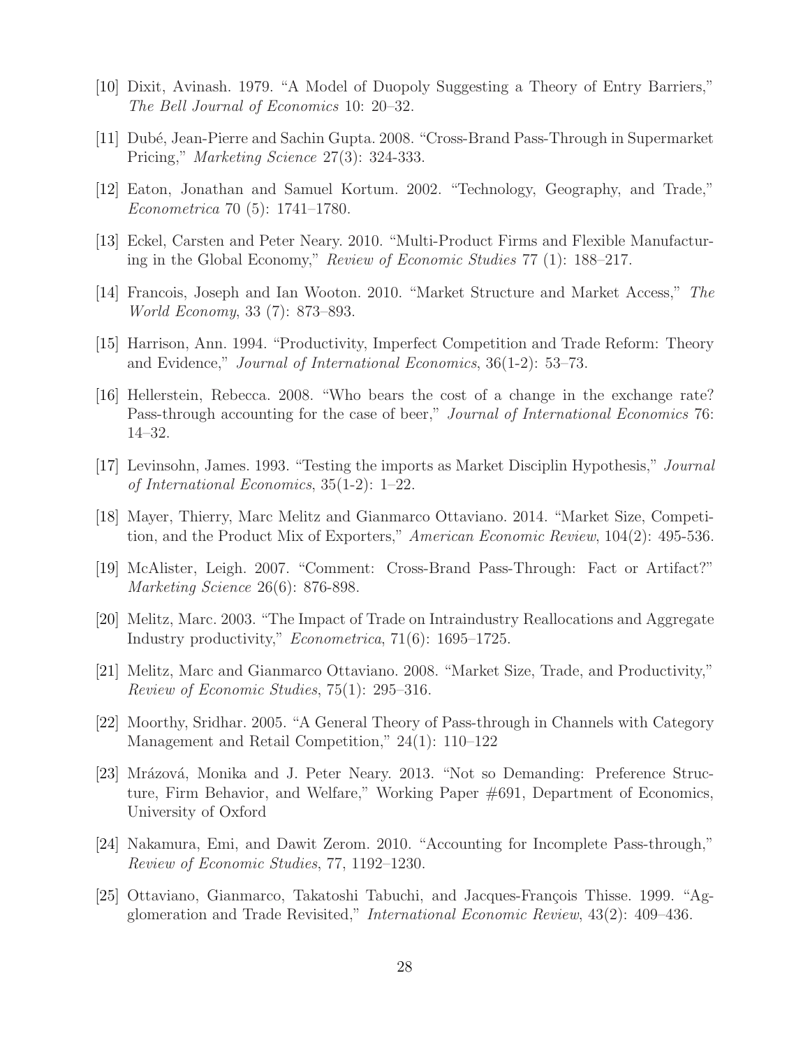[10] Dixit, Avinash. 1979. "A Model of Duopoly Suggesting a Theory of Entry Barriers," *The Bell Journal of Economics* 10: 20–32.

[11] Dubé, Jean-Pierre and Sachin Gupta. 2008. "Cross-Brand Pass-Through in Supermarket Pricing," *Marketing Science* 27(3): 324-333.

[12] Eaton, Jonathan and Samuel Kortum. 2002. "Technology, Geography, and Trade," *Econometrica* 70 (5): 1741–1780.

[13] Eckel, Carsten and Peter Neary. 2010. "Multi-Product Firms and Flexible Manufacturing in the Global Economy," *Review of Economic Studies* 77 (1): 188–217.

[14] Francois, Joseph and Ian Wooton. 2010. "Market Structure and Market Access," *The World Economy*, 33 (7): 873–893.

[15] Harrison, Ann. 1994. "Productivity, Imperfect Competition and Trade Reform: Theory and Evidence," *Journal of International Economics*, 36(1-2): 53–73.

[16] Hellerstein, Rebecca. 2008. "Who bears the cost of a change in the exchange rate? Pass-through accounting for the case of beer," *Journal of International Economics* 76: 14–32.

[17] Levinsohn, James. 1993. "Testing the imports as Market Disciplin Hypothesis," *Journal of International Economics*, 35(1-2): 1–22.

[18] Mayer, Thierry, Marc Melitz and Gianmarco Ottaviano. 2014. "Market Size, Competition, and the Product Mix of Exporters," *American Economic Review*, 104(2): 495-536.

[19] McAlister, Leigh. 2007. "Comment: Cross-Brand Pass-Through: Fact or Artifact?" *Marketing Science* 26(6): 876-898.

[20] Melitz, Marc. 2003. "The Impact of Trade on Intraindustry Reallocations and Aggregate Industry productivity," *Econometrica*, 71(6): 1695–1725.

[21] Melitz, Marc and Gianmarco Ottaviano. 2008. "Market Size, Trade, and Productivity," *Review of Economic Studies*, 75(1): 295–316.

[22] Moorthy, Sridhar. 2005. "A General Theory of Pass-through in Channels with Category Management and Retail Competition," 24(1): 110–122

[23] Mrázová, Monika and J. Peter Neary. 2013. "Not so Demanding: Preference Structure, Firm Behavior, and Welfare," Working Paper #691, Department of Economics, University of Oxford

[24] Nakamura, Emi, and Dawit Zerom. 2010. "Accounting for Incomplete Pass-through," *Review of Economic Studies*, 77, 1192–1230.

[25] Ottaviano, Gianmarco, Takatoshi Tabuchi, and Jacques-François Thisse. 1999. "Agglomeration and Trade Revisited," *International Economic Review*, 43(2): 409–436.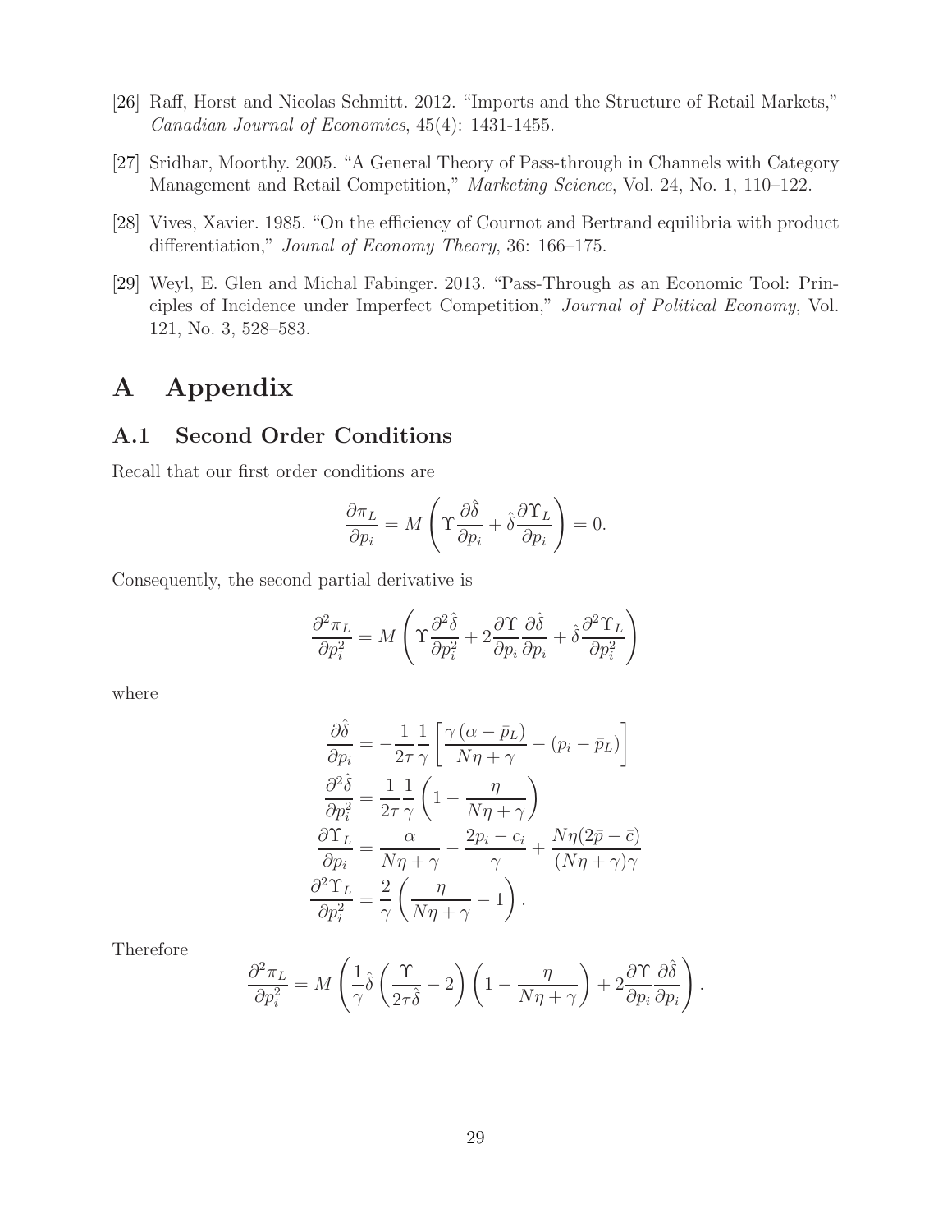[26] Raff, Horst and Nicolas Schmitt. 2012. "Imports and the Structure of Retail Markets," *Canadian Journal of Economics*, 45(4): 1431-1455.

[27] Sridhar, Moorthy. 2005. "A General Theory of Pass-through in Channels with Category Management and Retail Competition," *Marketing Science*, Vol. 24, No. 1, 110–122.

[28] Vives, Xavier. 1985. "On the efficiency of Cournot and Bertrand equilibria with product differentiation," *Jounal of Economy Theory*, 36: 166–175.

[29] Weyl, E. Glen and Michal Fabinger. 2013. "Pass-Through as an Economic Tool: Principles of Incidence under Imperfect Competition," *Journal of Political Economy*, Vol. 121, No. 3, 528–583.

# A Appendix

## A.1 Second Order Conditions

Recall that our first order conditions are

$$\frac{\partial \pi_L}{\partial p_i} = M\left(\Upsilon \frac{\partial \hat{\delta}}{\partial p_i} + \hat{\delta}\frac{\partial \Upsilon_L}{\partial p_i}\right) = 0.$$

Consequently, the second partial derivative is

$$\frac{\partial^2 \pi_L}{\partial p_i^2} = M\left(\Upsilon \frac{\partial^2 \hat{\delta}}{\partial p_i^2} + 2\frac{\partial \Upsilon}{\partial p_i}\frac{\partial \hat{\delta}}{\partial p_i} + \hat{\delta}\frac{\partial^2 \Upsilon_L}{\partial p_i^2}\right)$$

where

$$\begin{aligned}
\frac{\partial \hat{\delta}}{\partial p_i} &= -\frac{1}{2\tau}\frac{1}{\gamma}\left[\frac{\gamma\left(\alpha - \bar{p}_L\right)}{N\eta + \gamma} - \left(p_i - \bar{p}_L\right)\right] \\
\frac{\partial^2 \hat{\delta}}{\partial p_i^2} &= \frac{1}{2\tau}\frac{1}{\gamma}\left(1 - \frac{\eta}{N\eta + \gamma}\right) \\
\frac{\partial \Upsilon_L}{\partial p_i} &= \frac{\alpha}{N\eta + \gamma} - \frac{2p_i - c_i}{\gamma} + \frac{N\eta(2\bar{p} - \bar{c})}{(N\eta + \gamma)\gamma} \\
\frac{\partial^2 \Upsilon_L}{\partial p_i^2} &= \frac{2}{\gamma}\left(\frac{\eta}{N\eta + \gamma} - 1\right).
\end{aligned}$$

Therefore

$$\frac{\partial^2 \pi_L}{\partial p_i^2} = M\left(\frac{1}{\gamma}\hat{\delta}\left(\frac{\Upsilon}{2\tau\hat{\delta}} - 2\right)\left(1 - \frac{\eta}{N\eta + \gamma}\right) + 2\frac{\partial \Upsilon}{\partial p_i}\frac{\partial \hat{\delta}}{\partial p_i}\right).$$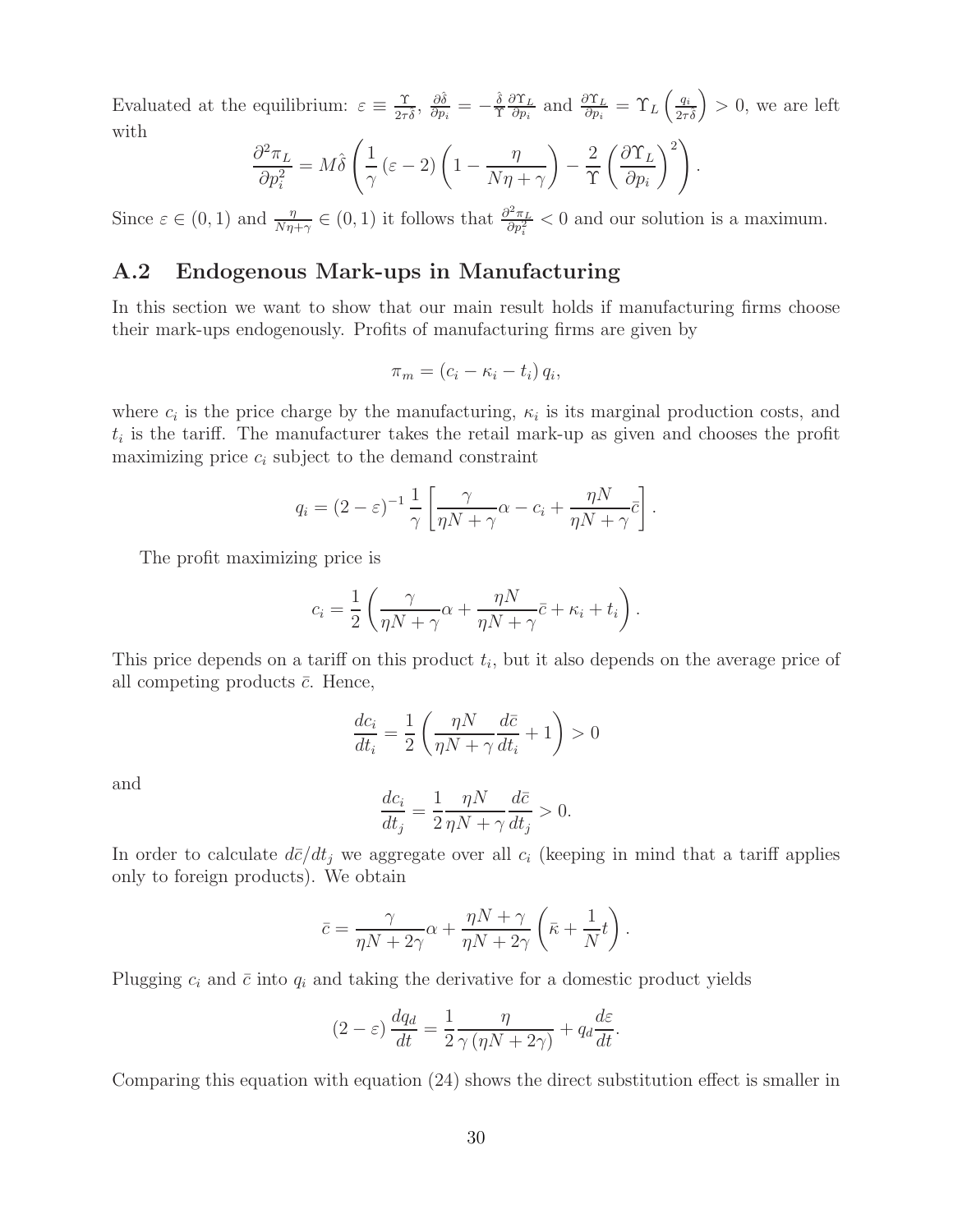Evaluated at the equilibrium: $\varepsilon \equiv \frac{\Upsilon}{2\tau\hat{\delta}}$, $\frac{\partial \hat{\delta}}{\partial p_i} = -\frac{\hat{\delta}}{\Upsilon}\frac{\partial \Upsilon_L}{\partial p_i}$ and $\frac{\partial \Upsilon_L}{\partial p_i} = \Upsilon_L \left(\frac{q_i}{2\tau\hat{\delta}}\right) > 0$, we are left with

$$\frac{\partial^2 \pi_L}{\partial p_i^2} = M\hat{\delta}\left(\frac{1}{\gamma}\left(\varepsilon - 2\right)\left(1 - \frac{\eta}{N\eta + \gamma}\right) - \frac{2}{\Upsilon}\left(\frac{\partial \Upsilon_L}{\partial p_i}\right)^2\right).$$

Since $\varepsilon \in (0,1)$ and $\frac{\eta}{N\eta+\gamma} \in (0,1)$ it follows that $\frac{\partial^2 \pi_L}{\partial p_i^2} < 0$ and our solution is a maximum.

## A.2 Endogenous Mark-ups in Manufacturing

In this section we want to show that our main result holds if manufacturing firms choose their mark-ups endogenously. Profits of manufacturing firms are given by

$$\pi_m = \left(c_i - \kappa_i - t_i\right) q_i,$$

where $c_i$ is the price charge by the manufacturing, $\kappa_i$ is its marginal production costs, and $t_i$ is the tariff. The manufacturer takes the retail mark-up as given and chooses the profit maximizing price $c_i$ subject to the demand constraint

$$q_i = \left(2 - \varepsilon\right)^{-1} \frac{1}{\gamma}\left[\frac{\gamma}{\eta N + \gamma}\alpha - c_i + \frac{\eta N}{\eta N + \gamma}\bar{c}\right].$$

The profit maximizing price is

$$c_i = \frac{1}{2}\left(\frac{\gamma}{\eta N + \gamma}\alpha + \frac{\eta N}{\eta N + \gamma}\bar{c} + \kappa_i + t_i\right).$$

This price depends on a tariff on this product $t_i$, but it also depends on the average price of all competing products $\bar{c}$. Hence,

$$\frac{dc_i}{dt_i} = \frac{1}{2}\left(\frac{\eta N}{\eta N + \gamma}\frac{d\bar{c}}{dt_i} + 1\right) > 0$$

and

$$\frac{dc_i}{dt_j} = \frac{1}{2}\frac{\eta N}{\eta N + \gamma}\frac{d\bar{c}}{dt_j} > 0.$$

In order to calculate $d\bar{c}/dt_j$ we aggregate over all $c_i$ (keeping in mind that a tariff applies only to foreign products). We obtain

$$\bar{c} = \frac{\gamma}{\eta N + 2\gamma}\alpha + \frac{\eta N + \gamma}{\eta N + 2\gamma}\left(\bar{\kappa} + \frac{1}{N}t\right).$$

Plugging $c_i$ and $\bar{c}$ into $q_i$ and taking the derivative for a domestic product yields

$$\left(2 - \varepsilon\right)\frac{dq_d}{dt} = \frac{1}{2}\frac{\eta}{\gamma\left(\eta N + 2\gamma\right)} + q_d\frac{d\varepsilon}{dt}.$$

Comparing this equation with equation (24) shows the direct substitution effect is smaller in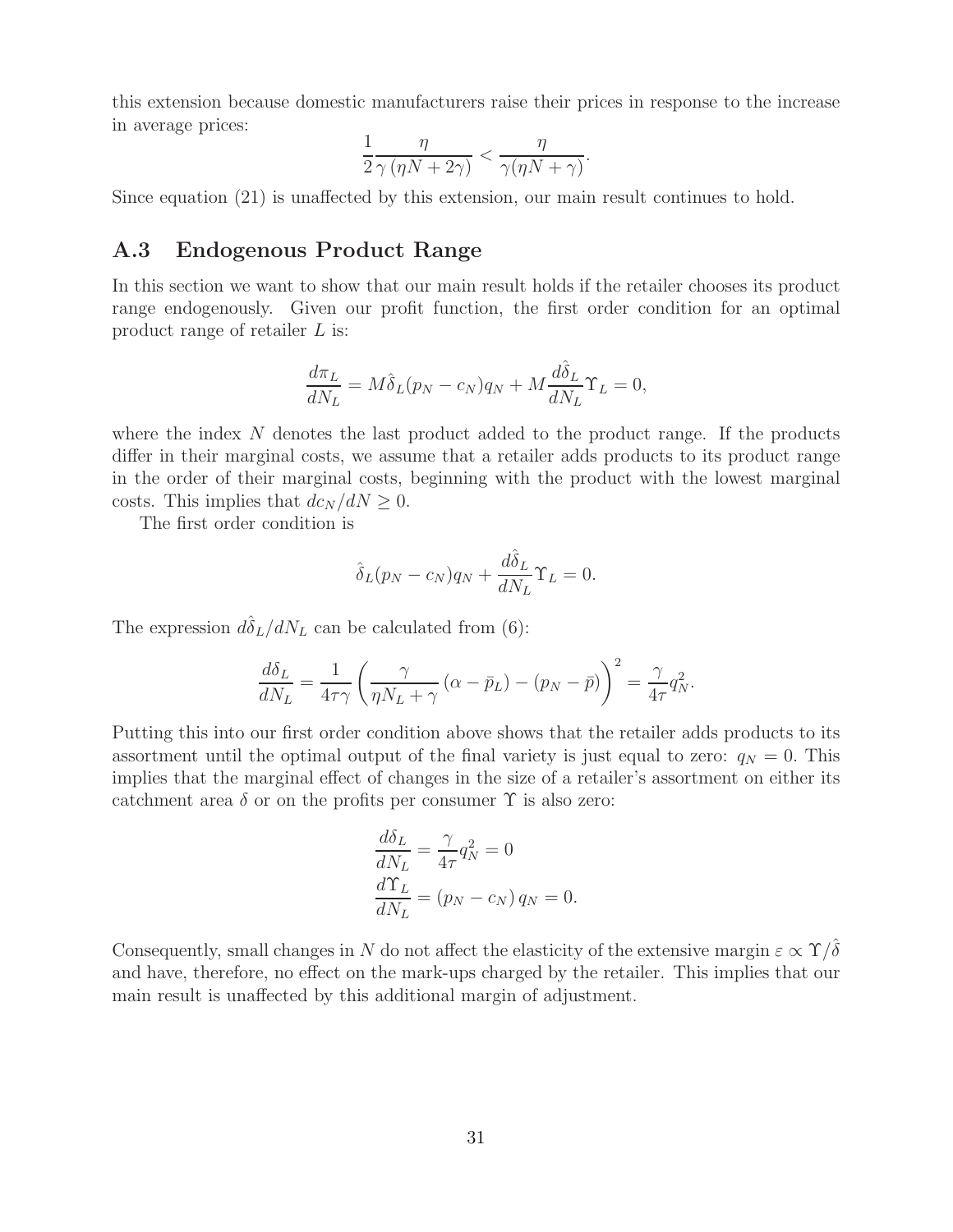this extension because domestic manufacturers raise their prices in response to the increase in average prices:

$$\frac{1}{2}\frac{\eta}{\gamma\left(\eta N+2\gamma\right)}<\frac{\eta}{\gamma(\eta N+\gamma)}.$$

Since equation (21) is unaffected by this extension, our main result continues to hold.

## A.3 Endogenous Product Range

In this section we want to show that our main result holds if the retailer chooses its product range endogenously. Given our profit function, the first order condition for an optimal product range of retailer $L$ is:

$$\frac{d\pi_L}{dN_L}=M\hat{\delta}_L(p_N-c_N)q_N+M\frac{d\hat{\delta}_L}{dN_L}\Upsilon_L=0,$$

where the index $N$ denotes the last product added to the product range. If the products differ in their marginal costs, we assume that a retailer adds products to its product range in the order of their marginal costs, beginning with the product with the lowest marginal costs. This implies that $dc_N/dN\geq 0$.

The first order condition is

$$\hat{\delta}_L(p_N-c_N)q_N+\frac{d\hat{\delta}_L}{dN_L}\Upsilon_L=0.$$

The expression $d\hat{\delta}_L/dN_L$ can be calculated from (6):

$$\frac{d\delta_L}{dN_L}=\frac{1}{4\tau\gamma}\left(\frac{\gamma}{\eta N_L+\gamma}\left(\alpha-\bar{p}_L\right)-\left(p_N-\bar{p}\right)\right)^2=\frac{\gamma}{4\tau}q_N^2.$$

Putting this into our first order condition above shows that the retailer adds products to its assortment until the optimal output of the final variety is just equal to zero: $q_N=0$. This implies that the marginal effect of changes in the size of a retailer's assortment on either its catchment area $\delta$ or on the profits per consumer $\Upsilon$ is also zero:

$$\begin{aligned}\frac{d\delta_L}{dN_L}&=\frac{\gamma}{4\tau}q_N^2=0\\ \frac{d\Upsilon_L}{dN_L}&=\left(p_N-c_N\right)q_N=0.\end{aligned}$$

Consequently, small changes in $N$ do not affect the elasticity of the extensive margin $\varepsilon\propto\Upsilon/\hat{\delta}$ and have, therefore, no effect on the mark-ups charged by the retailer. This implies that our main result is unaffected by this additional margin of adjustment.